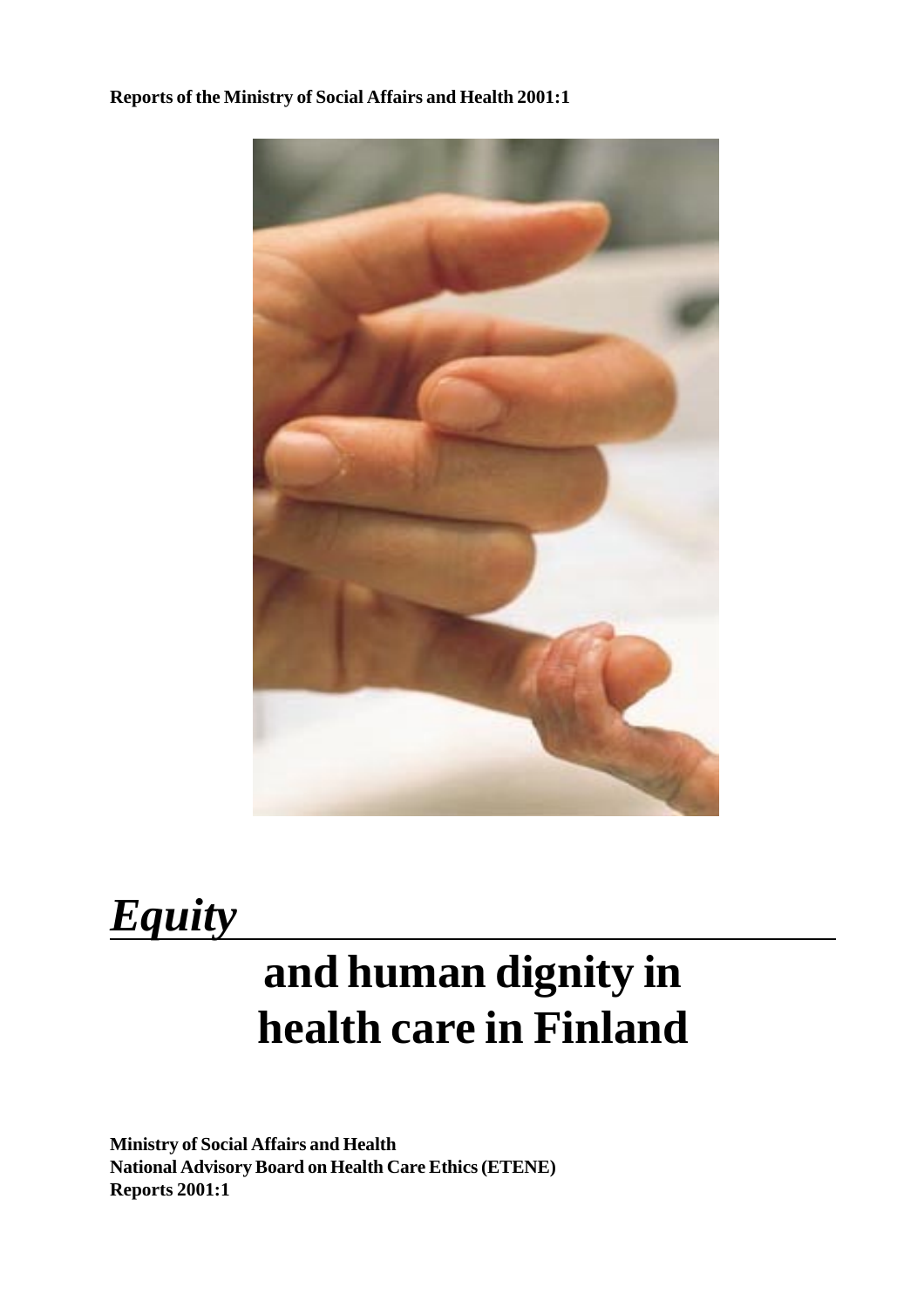**Reports of the Ministry of Social Affairs and Health 2001:1**

# *Equity*

# and human dignity in health care in Finland

**Ministry of Social Affairs and Health**
**National Advisory Board on Health Care Ethics (ETENE)**
**Reports 2001:1**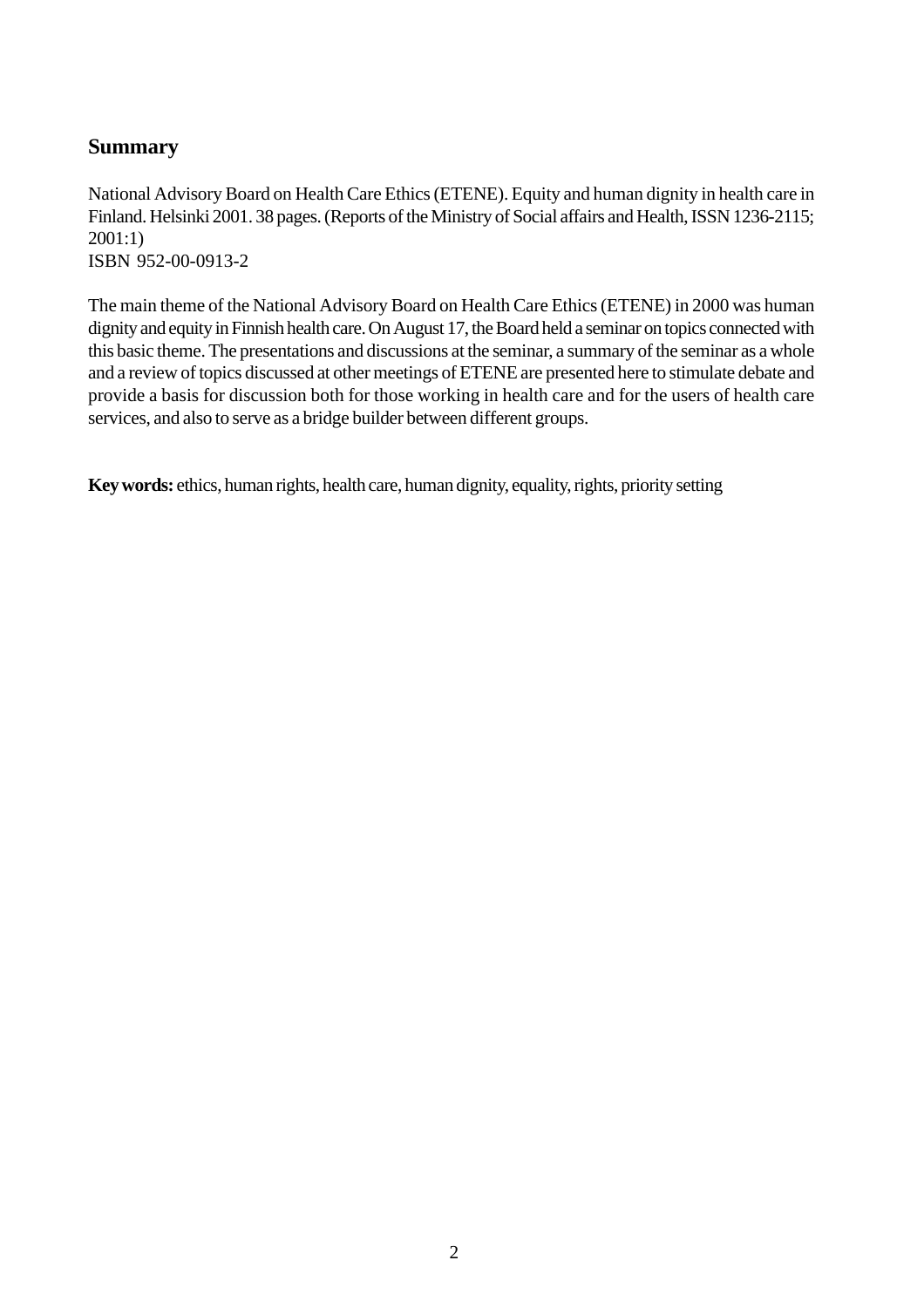## Summary

National Advisory Board on Health Care Ethics (ETENE). Equity and human dignity in health care in Finland. Helsinki 2001. 38 pages. (Reports of the Ministry of Social affairs and Health, ISSN 1236-2115; 2001:1)
ISBN 952-00-0913-2

The main theme of the National Advisory Board on Health Care Ethics (ETENE) in 2000 was human dignity and equity in Finnish health care. On August 17, the Board held a seminar on topics connected with this basic theme. The presentations and discussions at the seminar, a summary of the seminar as a whole and a review of topics discussed at other meetings of ETENE are presented here to stimulate debate and provide a basis for discussion both for those working in health care and for the users of health care services, and also to serve as a bridge builder between different groups.

**Key words:** ethics, human rights, health care, human dignity, equality, rights, priority setting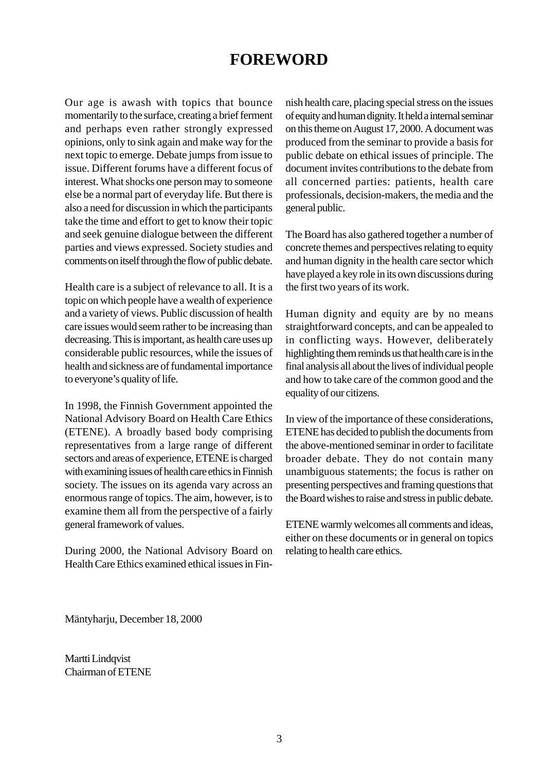# FOREWORD

Our age is awash with topics that bounce momentarily to the surface, creating a brief ferment and perhaps even rather strongly expressed opinions, only to sink again and make way for the next topic to emerge. Debate jumps from issue to issue. Different forums have a different focus of interest. What shocks one person may to someone else be a normal part of everyday life. But there is also a need for discussion in which the participants take the time and effort to get to know their topic and seek genuine dialogue between the different parties and views expressed. Society studies and comments on itself through the flow of public debate.

Health care is a subject of relevance to all. It is a topic on which people have a wealth of experience and a variety of views. Public discussion of health care issues would seem rather to be increasing than decreasing. This is important, as health care uses up considerable public resources, while the issues of health and sickness are of fundamental importance to everyone's quality of life.

In 1998, the Finnish Government appointed the National Advisory Board on Health Care Ethics (ETENE). A broadly based body comprising representatives from a large range of different sectors and areas of experience, ETENE is charged with examining issues of health care ethics in Finnish society. The issues on its agenda vary across an enormous range of topics. The aim, however, is to examine them all from the perspective of a fairly general framework of values.

During 2000, the National Advisory Board on Health Care Ethics examined ethical issues in Finnish health care, placing special stress on the issues of equity and human dignity. It held a internal seminar on this theme on August 17, 2000. A document was produced from the seminar to provide a basis for public debate on ethical issues of principle. The document invites contributions to the debate from all concerned parties: patients, health care professionals, decision-makers, the media and the general public.

The Board has also gathered together a number of concrete themes and perspectives relating to equity and human dignity in the health care sector which have played a key role in its own discussions during the first two years of its work.

Human dignity and equity are by no means straightforward concepts, and can be appealed to in conflicting ways. However, deliberately highlighting them reminds us that health care is in the final analysis all about the lives of individual people and how to take care of the common good and the equality of our citizens.

In view of the importance of these considerations, ETENE has decided to publish the documents from the above-mentioned seminar in order to facilitate broader debate. They do not contain many unambiguous statements; the focus is rather on presenting perspectives and framing questions that the Board wishes to raise and stress in public debate.

ETENE warmly welcomes all comments and ideas, either on these documents or in general on topics relating to health care ethics.

Mäntyharju, December 18, 2000

Martti Lindqvist
Chairman of ETENE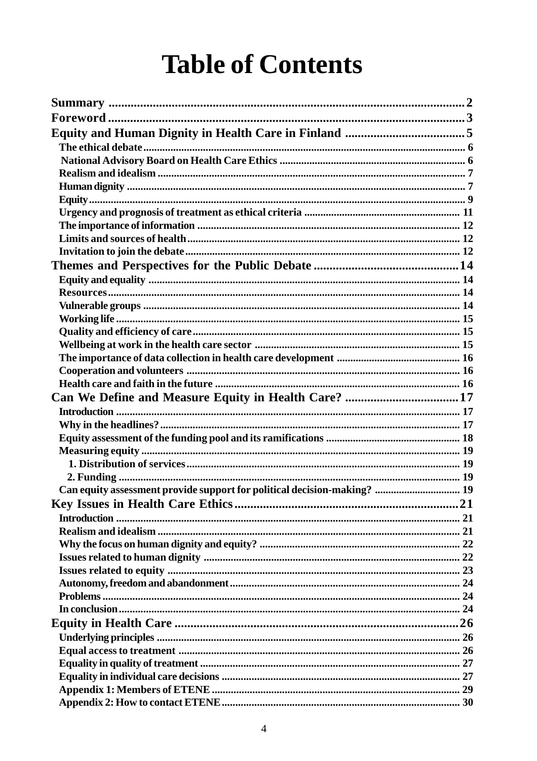# Table of Contents

**Summary** ..... 2
**Foreword** ..... 3
**Equity and Human Dignity in Health Care in Finland** ..... 5
- The ethical debate ..... 6
- National Advisory Board on Health Care Ethics ..... 6
- Realism and idealism ..... 7
- Human dignity ..... 7
- Equity ..... 9
- Urgency and prognosis of treatment as ethical criteria ..... 11
- The importance of information ..... 12
- Limits and sources of health ..... 12
- Invitation to join the debate ..... 12

**Themes and Perspectives for the Public Debate** ..... 14
- Equity and equality ..... 14
- Resources ..... 14
- Vulnerable groups ..... 14
- Working life ..... 15
- Quality and efficiency of care ..... 15
- Wellbeing at work in the health care sector ..... 15
- The importance of data collection in health care development ..... 16
- Cooperation and volunteers ..... 16
- Health care and faith in the future ..... 16

**Can We Define and Measure Equity in Health Care?** ..... 17
- Introduction ..... 17
- Why in the headlines? ..... 17
- Equity assessment of the funding pool and its ramifications ..... 18
- Measuring equity ..... 19
  - 1. Distribution of services ..... 19
  - 2. Funding ..... 19
- Can equity assessment provide support for political decision-making? ..... 19

**Key Issues in Health Care Ethics** ..... 21
- Introduction ..... 21
- Realism and idealism ..... 21
- Why the focus on human dignity and equity? ..... 22
- Issues related to human dignity ..... 22
- Issues related to equity ..... 23
- Autonomy, freedom and abandonment ..... 24
- Problems ..... 24
- In conclusion ..... 24

**Equity in Health Care** ..... 26
- Underlying principles ..... 26
- Equal access to treatment ..... 26
- Equality in quality of treatment ..... 27
- Equality in individual care decisions ..... 27
- Appendix 1: Members of ETENE ..... 29
- Appendix 2: How to contact ETENE ..... 30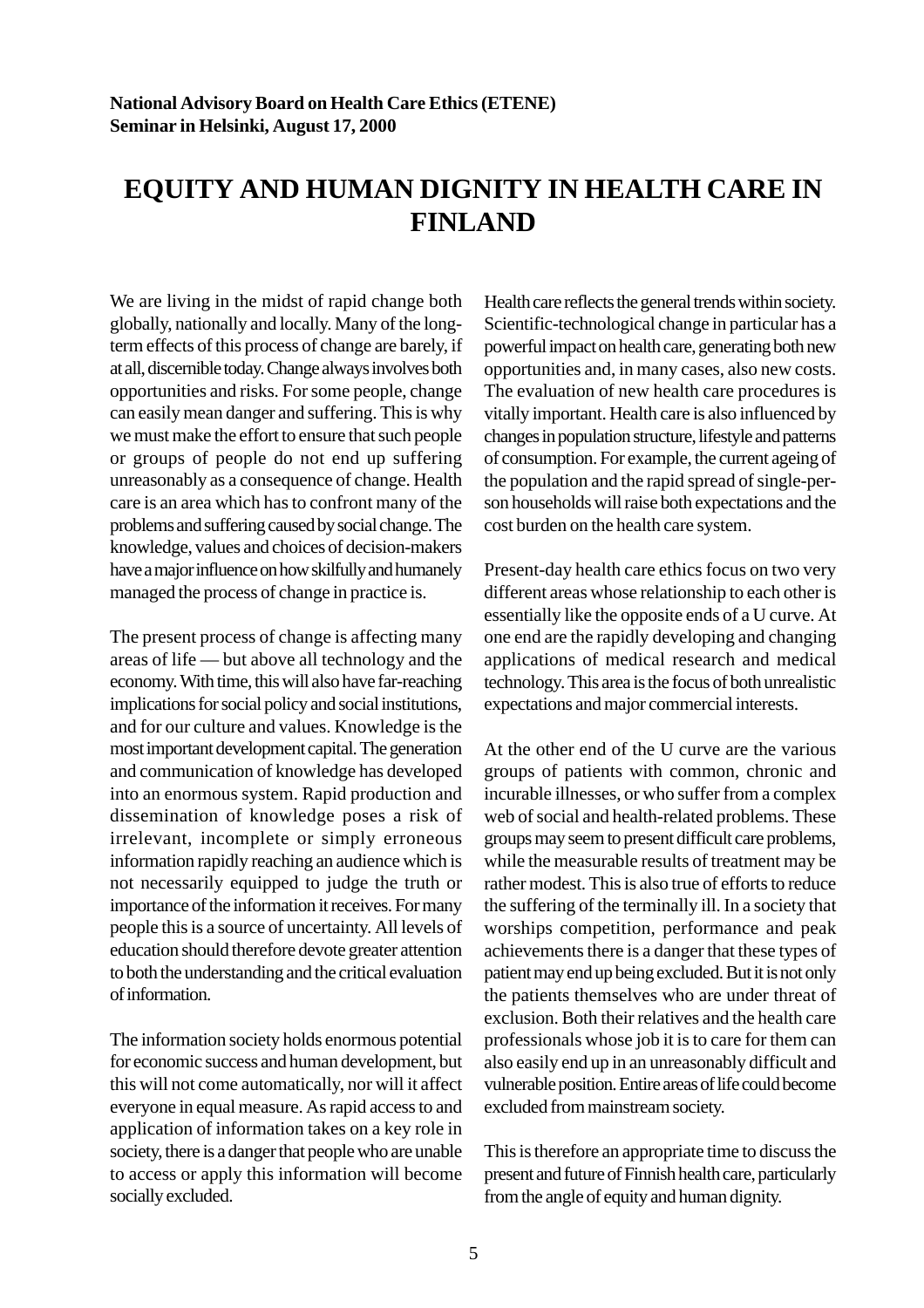**National Advisory Board on Health Care Ethics (ETENE)**
**Seminar in Helsinki, August 17, 2000**

# EQUITY AND HUMAN DIGNITY IN HEALTH CARE IN FINLAND

We are living in the midst of rapid change both globally, nationally and locally. Many of the long-term effects of this process of change are barely, if at all, discernible today. Change always involves both opportunities and risks. For some people, change can easily mean danger and suffering. This is why we must make the effort to ensure that such people or groups of people do not end up suffering unreasonably as a consequence of change. Health care is an area which has to confront many of the problems and suffering caused by social change. The knowledge, values and choices of decision-makers have a major influence on how skilfully and humanely managed the process of change in practice is.

The present process of change is affecting many areas of life — but above all technology and the economy. With time, this will also have far-reaching implications for social policy and social institutions, and for our culture and values. Knowledge is the most important development capital. The generation and communication of knowledge has developed into an enormous system. Rapid production and dissemination of knowledge poses a risk of irrelevant, incomplete or simply erroneous information rapidly reaching an audience which is not necessarily equipped to judge the truth or importance of the information it receives. For many people this is a source of uncertainty. All levels of education should therefore devote greater attention to both the understanding and the critical evaluation of information.

The information society holds enormous potential for economic success and human development, but this will not come automatically, nor will it affect everyone in equal measure. As rapid access to and application of information takes on a key role in society, there is a danger that people who are unable to access or apply this information will become socially excluded.

Health care reflects the general trends within society. Scientific-technological change in particular has a powerful impact on health care, generating both new opportunities and, in many cases, also new costs. The evaluation of new health care procedures is vitally important. Health care is also influenced by changes in population structure, lifestyle and patterns of consumption. For example, the current ageing of the population and the rapid spread of single-person households will raise both expectations and the cost burden on the health care system.

Present-day health care ethics focus on two very different areas whose relationship to each other is essentially like the opposite ends of a U curve. At one end are the rapidly developing and changing applications of medical research and medical technology. This area is the focus of both unrealistic expectations and major commercial interests.

At the other end of the U curve are the various groups of patients with common, chronic and incurable illnesses, or who suffer from a complex web of social and health-related problems. These groups may seem to present difficult care problems, while the measurable results of treatment may be rather modest. This is also true of efforts to reduce the suffering of the terminally ill. In a society that worships competition, performance and peak achievements there is a danger that these types of patient may end up being excluded. But it is not only the patients themselves who are under threat of exclusion. Both their relatives and the health care professionals whose job it is to care for them can also easily end up in an unreasonably difficult and vulnerable position. Entire areas of life could become excluded from mainstream society.

This is therefore an appropriate time to discuss the present and future of Finnish health care, particularly from the angle of equity and human dignity.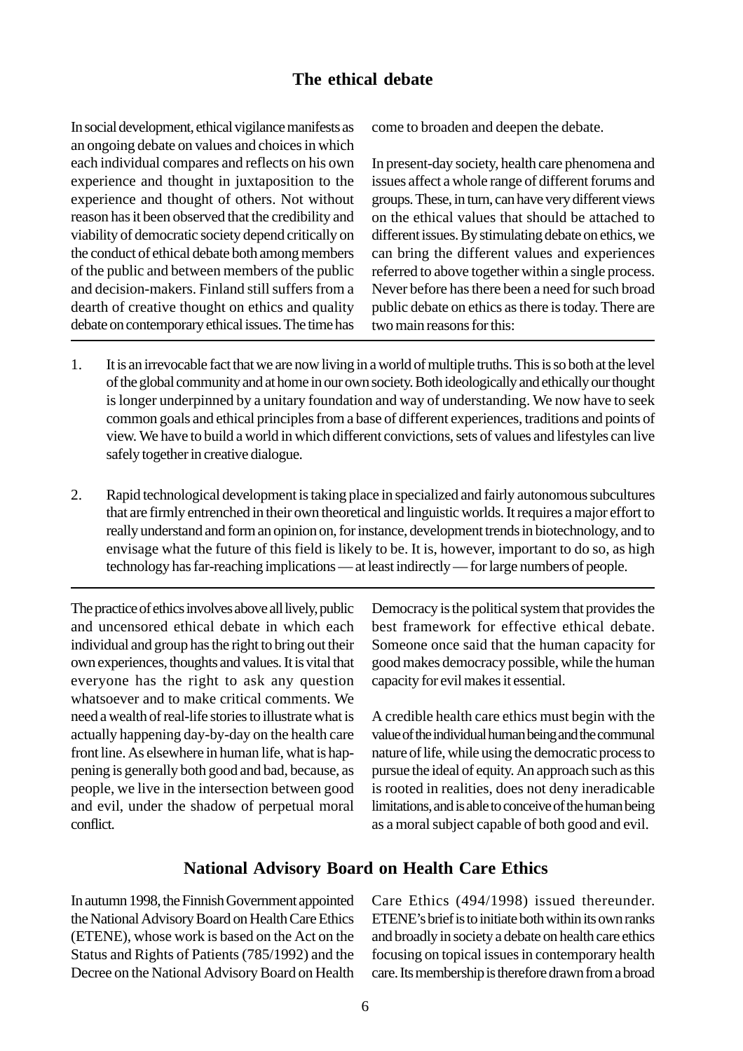## The ethical debate

In social development, ethical vigilance manifests as an ongoing debate on values and choices in which each individual compares and reflects on his own experience and thought in juxtaposition to the experience and thought of others. Not without reason has it been observed that the credibility and viability of democratic society depend critically on the conduct of ethical debate both among members of the public and between members of the public and decision-makers. Finland still suffers from a dearth of creative thought on ethics and quality debate on contemporary ethical issues. The time has come to broaden and deepen the debate.

In present-day society, health care phenomena and issues affect a whole range of different forums and groups. These, in turn, can have very different views on the ethical values that should be attached to different issues. By stimulating debate on ethics, we can bring the different values and experiences referred to above together within a single process. Never before has there been a need for such broad public debate on ethics as there is today. There are two main reasons for this:

1. It is an irrevocable fact that we are now living in a world of multiple truths. This is so both at the level of the global community and at home in our own society. Both ideologically and ethically our thought is longer underpinned by a unitary foundation and way of understanding. We now have to seek common goals and ethical principles from a base of different experiences, traditions and points of view. We have to build a world in which different convictions, sets of values and lifestyles can live safely together in creative dialogue.

2. Rapid technological development is taking place in specialized and fairly autonomous subcultures that are firmly entrenched in their own theoretical and linguistic worlds. It requires a major effort to really understand and form an opinion on, for instance, development trends in biotechnology, and to envisage what the future of this field is likely to be. It is, however, important to do so, as high technology has far-reaching implications — at least indirectly — for large numbers of people.

The practice of ethics involves above all lively, public and uncensored ethical debate in which each individual and group has the right to bring out their own experiences, thoughts and values. It is vital that everyone has the right to ask any question whatsoever and to make critical comments. We need a wealth of real-life stories to illustrate what is actually happening day-by-day on the health care front line. As elsewhere in human life, what is happening is generally both good and bad, because, as people, we live in the intersection between good and evil, under the shadow of perpetual moral conflict.

Democracy is the political system that provides the best framework for effective ethical debate. Someone once said that the human capacity for good makes democracy possible, while the human capacity for evil makes it essential.

A credible health care ethics must begin with the value of the individual human being and the communal nature of life, while using the democratic process to pursue the ideal of equity. An approach such as this is rooted in realities, does not deny ineradicable limitations, and is able to conceive of the human being as a moral subject capable of both good and evil.

## National Advisory Board on Health Care Ethics

In autumn 1998, the Finnish Government appointed the National Advisory Board on Health Care Ethics (ETENE), whose work is based on the Act on the Status and Rights of Patients (785/1992) and the Decree on the National Advisory Board on Health Care Ethics (494/1998) issued thereunder. ETENE's brief is to initiate both within its own ranks and broadly in society a debate on health care ethics focusing on topical issues in contemporary health care. Its membership is therefore drawn from a broad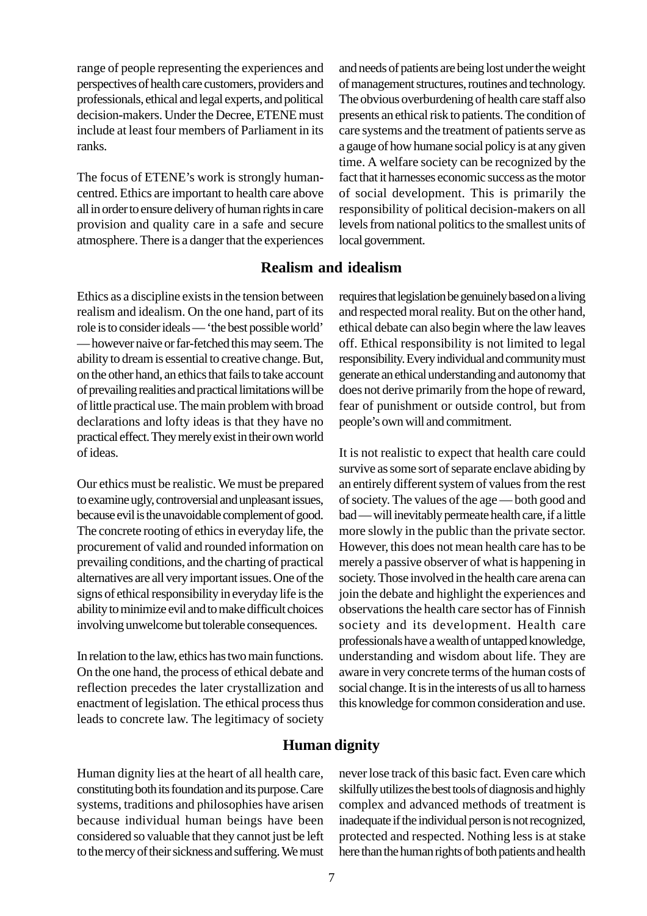range of people representing the experiences and perspectives of health care customers, providers and professionals, ethical and legal experts, and political decision-makers. Under the Decree, ETENE must include at least four members of Parliament in its ranks.

The focus of ETENE's work is strongly human-centred. Ethics are important to health care above all in order to ensure delivery of human rights in care provision and quality care in a safe and secure atmosphere. There is a danger that the experiences and needs of patients are being lost under the weight of management structures, routines and technology. The obvious overburdening of health care staff also presents an ethical risk to patients. The condition of care systems and the treatment of patients serve as a gauge of how humane social policy is at any given time. A welfare society can be recognized by the fact that it harnesses economic success as the motor of social development. This is primarily the responsibility of political decision-makers on all levels from national politics to the smallest units of local government.

## Realism and idealism

Ethics as a discipline exists in the tension between realism and idealism. On the one hand, part of its role is to consider ideals — 'the best possible world' — however naive or far-fetched this may seem. The ability to dream is essential to creative change. But, on the other hand, an ethics that fails to take account of prevailing realities and practical limitations will be of little practical use. The main problem with broad declarations and lofty ideas is that they have no practical effect. They merely exist in their own world of ideas.

Our ethics must be realistic. We must be prepared to examine ugly, controversial and unpleasant issues, because evil is the unavoidable complement of good. The concrete rooting of ethics in everyday life, the procurement of valid and rounded information on prevailing conditions, and the charting of practical alternatives are all very important issues. One of the signs of ethical responsibility in everyday life is the ability to minimize evil and to make difficult choices involving unwelcome but tolerable consequences.

In relation to the law, ethics has two main functions. On the one hand, the process of ethical debate and reflection precedes the later crystallization and enactment of legislation. The ethical process thus leads to concrete law. The legitimacy of society requires that legislation be genuinely based on a living and respected moral reality. But on the other hand, ethical debate can also begin where the law leaves off. Ethical responsibility is not limited to legal responsibility. Every individual and community must generate an ethical understanding and autonomy that does not derive primarily from the hope of reward, fear of punishment or outside control, but from people's own will and commitment.

It is not realistic to expect that health care could survive as some sort of separate enclave abiding by an entirely different system of values from the rest of society. The values of the age — both good and bad — will inevitably permeate health care, if a little more slowly in the public than the private sector. However, this does not mean health care has to be merely a passive observer of what is happening in society. Those involved in the health care arena can join the debate and highlight the experiences and observations the health care sector has of Finnish society and its development. Health care professionals have a wealth of untapped knowledge, understanding and wisdom about life. They are aware in very concrete terms of the human costs of social change. It is in the interests of us all to harness this knowledge for common consideration and use.

## Human dignity

Human dignity lies at the heart of all health care, constituting both its foundation and its purpose. Care systems, traditions and philosophies have arisen because individual human beings have been considered so valuable that they cannot just be left to the mercy of their sickness and suffering. We must never lose track of this basic fact. Even care which skilfully utilizes the best tools of diagnosis and highly complex and advanced methods of treatment is inadequate if the individual person is not recognized, protected and respected. Nothing less is at stake here than the human rights of both patients and health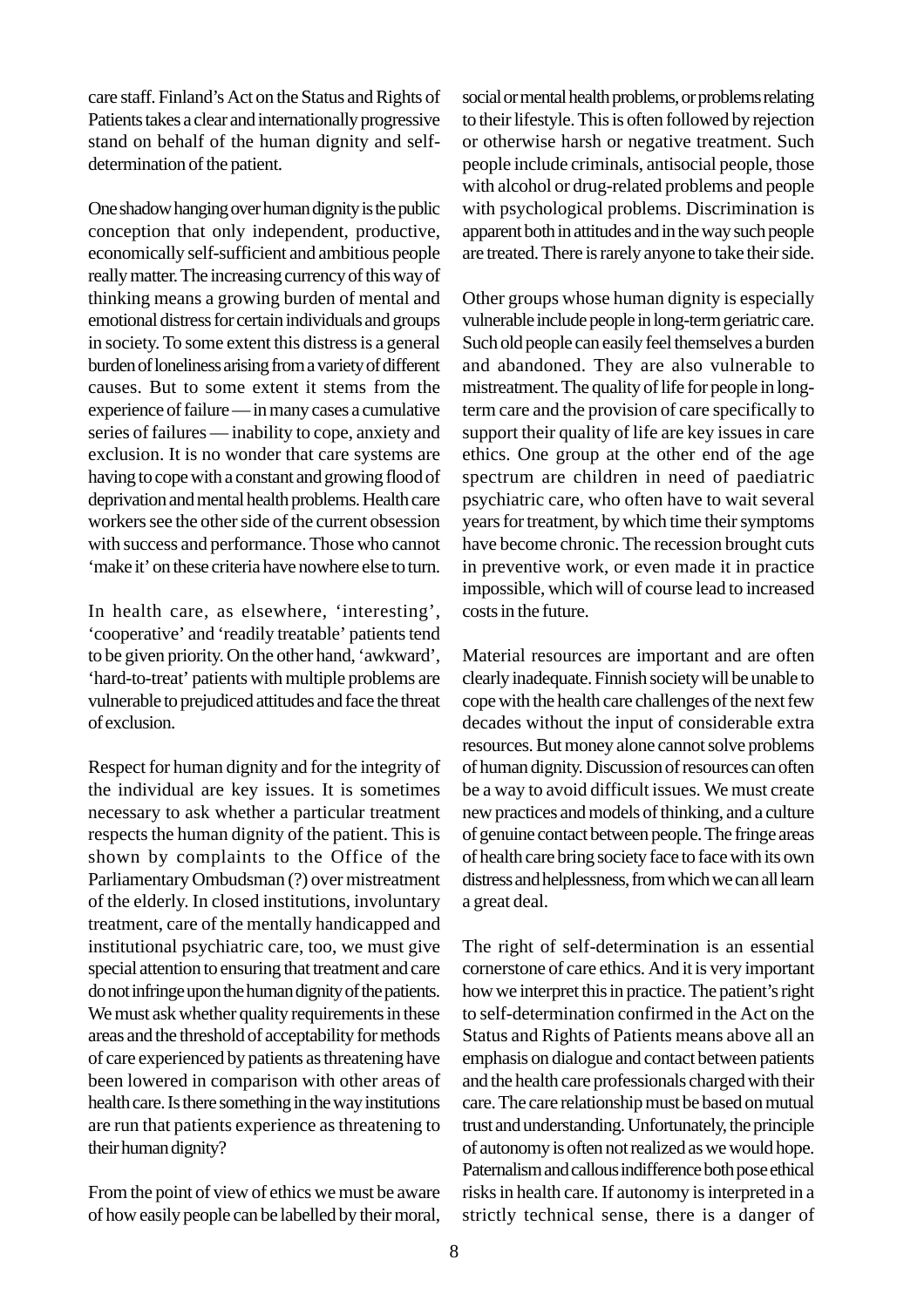care staff. Finland's Act on the Status and Rights of Patients takes a clear and internationally progressive stand on behalf of the human dignity and self-determination of the patient.

One shadow hanging over human dignity is the public conception that only independent, productive, economically self-sufficient and ambitious people really matter. The increasing currency of this way of thinking means a growing burden of mental and emotional distress for certain individuals and groups in society. To some extent this distress is a general burden of loneliness arising from a variety of different causes. But to some extent it stems from the experience of failure — in many cases a cumulative series of failures — inability to cope, anxiety and exclusion. It is no wonder that care systems are having to cope with a constant and growing flood of deprivation and mental health problems. Health care workers see the other side of the current obsession with success and performance. Those who cannot 'make it' on these criteria have nowhere else to turn.

In health care, as elsewhere, 'interesting', 'cooperative' and 'readily treatable' patients tend to be given priority. On the other hand, 'awkward', 'hard-to-treat' patients with multiple problems are vulnerable to prejudiced attitudes and face the threat of exclusion.

Respect for human dignity and for the integrity of the individual are key issues. It is sometimes necessary to ask whether a particular treatment respects the human dignity of the patient. This is shown by complaints to the Office of the Parliamentary Ombudsman (?) over mistreatment of the elderly. In closed institutions, involuntary treatment, care of the mentally handicapped and institutional psychiatric care, too, we must give special attention to ensuring that treatment and care do not infringe upon the human dignity of the patients. We must ask whether quality requirements in these areas and the threshold of acceptability for methods of care experienced by patients as threatening have been lowered in comparison with other areas of health care. Is there something in the way institutions are run that patients experience as threatening to their human dignity?

From the point of view of ethics we must be aware of how easily people can be labelled by their moral, social or mental health problems, or problems relating to their lifestyle. This is often followed by rejection or otherwise harsh or negative treatment. Such people include criminals, antisocial people, those with alcohol or drug-related problems and people with psychological problems. Discrimination is apparent both in attitudes and in the way such people are treated. There is rarely anyone to take their side.

Other groups whose human dignity is especially vulnerable include people in long-term geriatric care. Such old people can easily feel themselves a burden and abandoned. They are also vulnerable to mistreatment. The quality of life for people in long-term care and the provision of care specifically to support their quality of life are key issues in care ethics. One group at the other end of the age spectrum are children in need of paediatric psychiatric care, who often have to wait several years for treatment, by which time their symptoms have become chronic. The recession brought cuts in preventive work, or even made it in practice impossible, which will of course lead to increased costs in the future.

Material resources are important and are often clearly inadequate. Finnish society will be unable to cope with the health care challenges of the next few decades without the input of considerable extra resources. But money alone cannot solve problems of human dignity. Discussion of resources can often be a way to avoid difficult issues. We must create new practices and models of thinking, and a culture of genuine contact between people. The fringe areas of health care bring society face to face with its own distress and helplessness, from which we can all learn a great deal.

The right of self-determination is an essential cornerstone of care ethics. And it is very important how we interpret this in practice. The patient's right to self-determination confirmed in the Act on the Status and Rights of Patients means above all an emphasis on dialogue and contact between patients and the health care professionals charged with their care. The care relationship must be based on mutual trust and understanding. Unfortunately, the principle of autonomy is often not realized as we would hope. Paternalism and callous indifference both pose ethical risks in health care. If autonomy is interpreted in a strictly technical sense, there is a danger of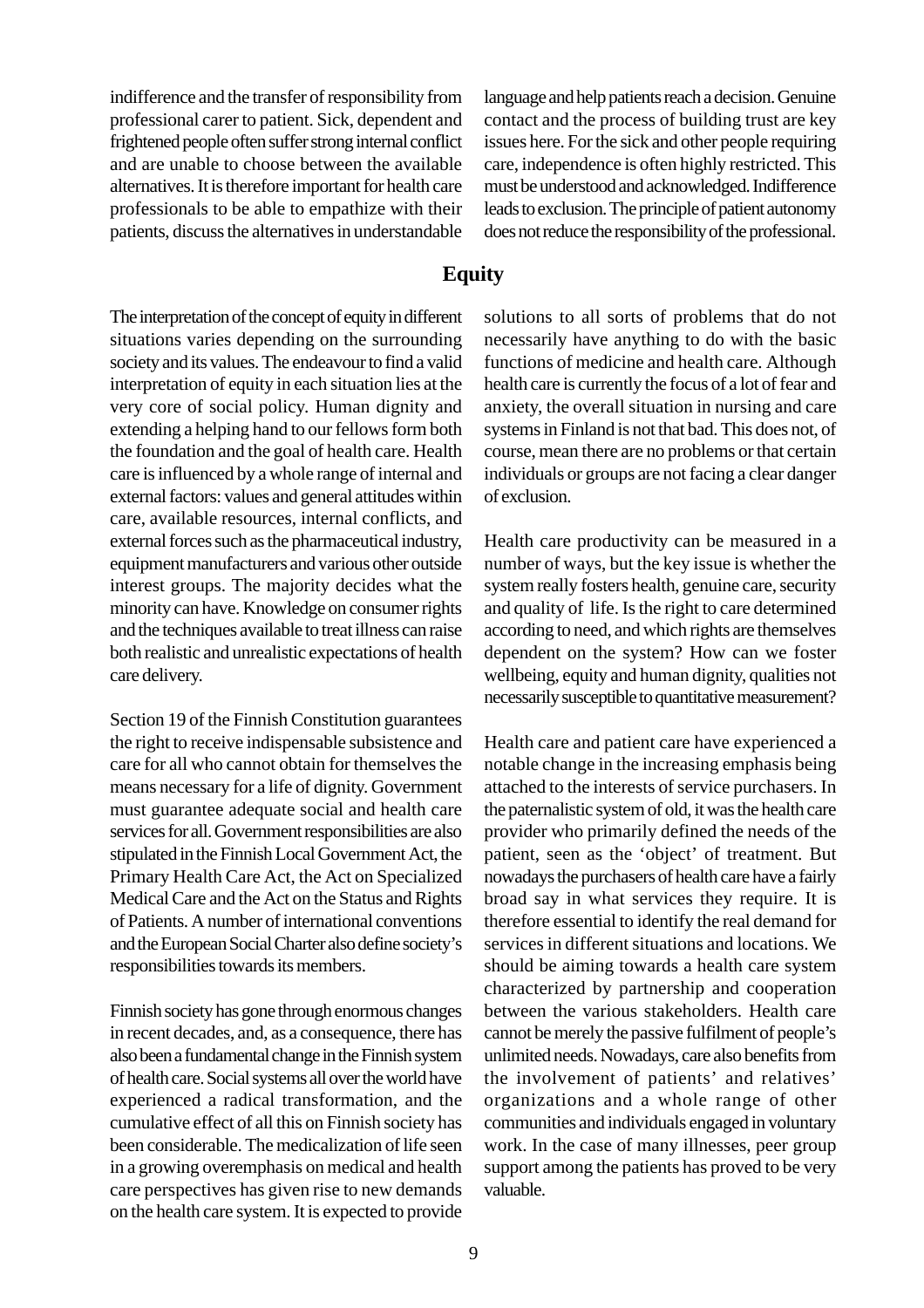indifference and the transfer of responsibility from professional carer to patient. Sick, dependent and frightened people often suffer strong internal conflict and are unable to choose between the available alternatives. It is therefore important for health care professionals to be able to empathize with their patients, discuss the alternatives in understandable language and help patients reach a decision. Genuine contact and the process of building trust are key issues here. For the sick and other people requiring care, independence is often highly restricted. This must be understood and acknowledged. Indifference leads to exclusion. The principle of patient autonomy does not reduce the responsibility of the professional.

## Equity

The interpretation of the concept of equity in different situations varies depending on the surrounding society and its values. The endeavour to find a valid interpretation of equity in each situation lies at the very core of social policy. Human dignity and extending a helping hand to our fellows form both the foundation and the goal of health care. Health care is influenced by a whole range of internal and external factors: values and general attitudes within care, available resources, internal conflicts, and external forces such as the pharmaceutical industry, equipment manufacturers and various other outside interest groups. The majority decides what the minority can have. Knowledge on consumer rights and the techniques available to treat illness can raise both realistic and unrealistic expectations of health care delivery.

Section 19 of the Finnish Constitution guarantees the right to receive indispensable subsistence and care for all who cannot obtain for themselves the means necessary for a life of dignity. Government must guarantee adequate social and health care services for all. Government responsibilities are also stipulated in the Finnish Local Government Act, the Primary Health Care Act, the Act on Specialized Medical Care and the Act on the Status and Rights of Patients. A number of international conventions and the European Social Charter also define society's responsibilities towards its members.

Finnish society has gone through enormous changes in recent decades, and, as a consequence, there has also been a fundamental change in the Finnish system of health care. Social systems all over the world have experienced a radical transformation, and the cumulative effect of all this on Finnish society has been considerable. The medicalization of life seen in a growing overemphasis on medical and health care perspectives has given rise to new demands on the health care system. It is expected to provide solutions to all sorts of problems that do not necessarily have anything to do with the basic functions of medicine and health care. Although health care is currently the focus of a lot of fear and anxiety, the overall situation in nursing and care systems in Finland is not that bad. This does not, of course, mean there are no problems or that certain individuals or groups are not facing a clear danger of exclusion.

Health care productivity can be measured in a number of ways, but the key issue is whether the system really fosters health, genuine care, security and quality of life. Is the right to care determined according to need, and which rights are themselves dependent on the system? How can we foster wellbeing, equity and human dignity, qualities not necessarily susceptible to quantitative measurement?

Health care and patient care have experienced a notable change in the increasing emphasis being attached to the interests of service purchasers. In the paternalistic system of old, it was the health care provider who primarily defined the needs of the patient, seen as the 'object' of treatment. But nowadays the purchasers of health care have a fairly broad say in what services they require. It is therefore essential to identify the real demand for services in different situations and locations. We should be aiming towards a health care system characterized by partnership and cooperation between the various stakeholders. Health care cannot be merely the passive fulfilment of people's unlimited needs. Nowadays, care also benefits from the involvement of patients' and relatives' organizations and a whole range of other communities and individuals engaged in voluntary work. In the case of many illnesses, peer group support among the patients has proved to be very valuable.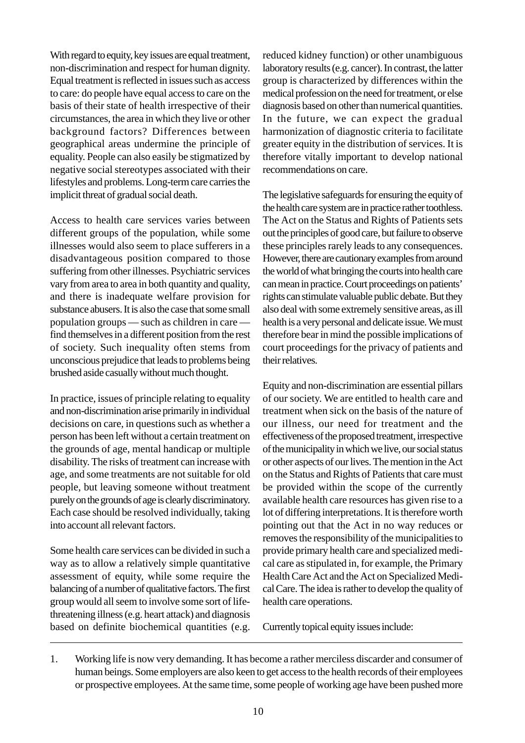With regard to equity, key issues are equal treatment, non-discrimination and respect for human dignity. Equal treatment is reflected in issues such as access to care: do people have equal access to care on the basis of their state of health irrespective of their circumstances, the area in which they live or other background factors? Differences between geographical areas undermine the principle of equality. People can also easily be stigmatized by negative social stereotypes associated with their lifestyles and problems. Long-term care carries the implicit threat of gradual social death.

Access to health care services varies between different groups of the population, while some illnesses would also seem to place sufferers in a disadvantageous position compared to those suffering from other illnesses. Psychiatric services vary from area to area in both quantity and quality, and there is inadequate welfare provision for substance abusers. It is also the case that some small population groups — such as children in care — find themselves in a different position from the rest of society. Such inequality often stems from unconscious prejudice that leads to problems being brushed aside casually without much thought.

In practice, issues of principle relating to equality and non-discrimination arise primarily in individual decisions on care, in questions such as whether a person has been left without a certain treatment on the grounds of age, mental handicap or multiple disability. The risks of treatment can increase with age, and some treatments are not suitable for old people, but leaving someone without treatment purely on the grounds of age is clearly discriminatory. Each case should be resolved individually, taking into account all relevant factors.

Some health care services can be divided in such a way as to allow a relatively simple quantitative assessment of equity, while some require the balancing of a number of qualitative factors. The first group would all seem to involve some sort of life-threatening illness (e.g. heart attack) and diagnosis based on definite biochemical quantities (e.g. reduced kidney function) or other unambiguous laboratory results (e.g. cancer). In contrast, the latter group is characterized by differences within the medical profession on the need for treatment, or else diagnosis based on other than numerical quantities. In the future, we can expect the gradual harmonization of diagnostic criteria to facilitate greater equity in the distribution of services. It is therefore vitally important to develop national recommendations on care.

The legislative safeguards for ensuring the equity of the health care system are in practice rather toothless. The Act on the Status and Rights of Patients sets out the principles of good care, but failure to observe these principles rarely leads to any consequences. However, there are cautionary examples from around the world of what bringing the courts into health care can mean in practice. Court proceedings on patients' rights can stimulate valuable public debate. But they also deal with some extremely sensitive areas, as ill health is a very personal and delicate issue. We must therefore bear in mind the possible implications of court proceedings for the privacy of patients and their relatives.

Equity and non-discrimination are essential pillars of our society. We are entitled to health care and treatment when sick on the basis of the nature of our illness, our need for treatment and the effectiveness of the proposed treatment, irrespective of the municipality in which we live, our social status or other aspects of our lives. The mention in the Act on the Status and Rights of Patients that care must be provided within the scope of the currently available health care resources has given rise to a lot of differing interpretations. It is therefore worth pointing out that the Act in no way reduces or removes the responsibility of the municipalities to provide primary health care and specialized medical care as stipulated in, for example, the Primary Health Care Act and the Act on Specialized Medical Care. The idea is rather to develop the quality of health care operations.

Currently topical equity issues include:

1. Working life is now very demanding. It has become a rather merciless discarder and consumer of human beings. Some employers are also keen to get access to the health records of their employees or prospective employees. At the same time, some people of working age have been pushed more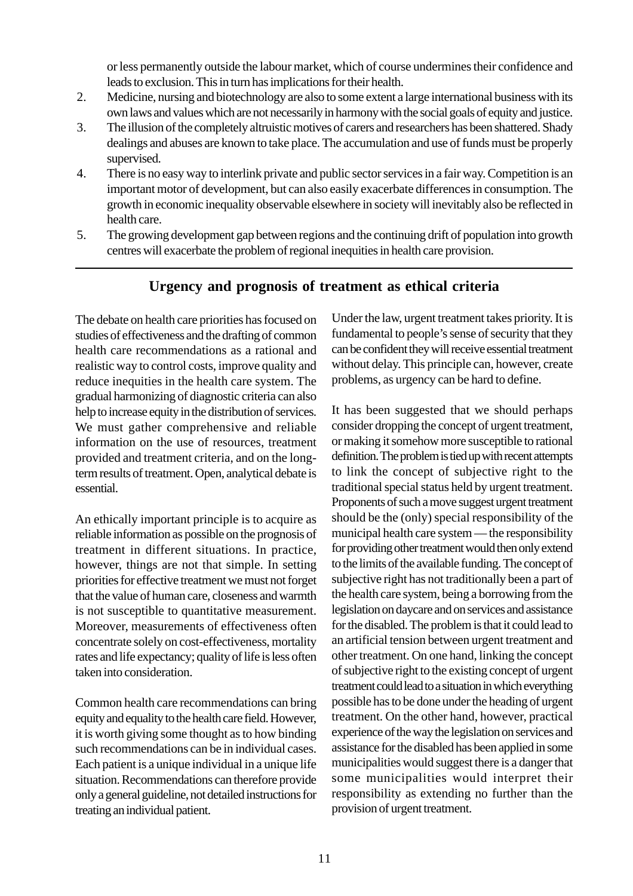or less permanently outside the labour market, which of course undermines their confidence and leads to exclusion. This in turn has implications for their health.

2. Medicine, nursing and biotechnology are also to some extent a large international business with its own laws and values which are not necessarily in harmony with the social goals of equity and justice.
3. The illusion of the completely altruistic motives of carers and researchers has been shattered. Shady dealings and abuses are known to take place. The accumulation and use of funds must be properly supervised.
4. There is no easy way to interlink private and public sector services in a fair way. Competition is an important motor of development, but can also easily exacerbate differences in consumption. The growth in economic inequality observable elsewhere in society will inevitably also be reflected in health care.
5. The growing development gap between regions and the continuing drift of population into growth centres will exacerbate the problem of regional inequities in health care provision.

## Urgency and prognosis of treatment as ethical criteria

The debate on health care priorities has focused on studies of effectiveness and the drafting of common health care recommendations as a rational and realistic way to control costs, improve quality and reduce inequities in the health care system. The gradual harmonizing of diagnostic criteria can also help to increase equity in the distribution of services. We must gather comprehensive and reliable information on the use of resources, treatment provided and treatment criteria, and on the long-term results of treatment. Open, analytical debate is essential.

An ethically important principle is to acquire as reliable information as possible on the prognosis of treatment in different situations. In practice, however, things are not that simple. In setting priorities for effective treatment we must not forget that the value of human care, closeness and warmth is not susceptible to quantitative measurement. Moreover, measurements of effectiveness often concentrate solely on cost-effectiveness, mortality rates and life expectancy; quality of life is less often taken into consideration.

Common health care recommendations can bring equity and equality to the health care field. However, it is worth giving some thought as to how binding such recommendations can be in individual cases. Each patient is a unique individual in a unique life situation. Recommendations can therefore provide only a general guideline, not detailed instructions for treating an individual patient.

Under the law, urgent treatment takes priority. It is fundamental to people's sense of security that they can be confident they will receive essential treatment without delay. This principle can, however, create problems, as urgency can be hard to define.

It has been suggested that we should perhaps consider dropping the concept of urgent treatment, or making it somehow more susceptible to rational definition. The problem is tied up with recent attempts to link the concept of subjective right to the traditional special status held by urgent treatment. Proponents of such a move suggest urgent treatment should be the (only) special responsibility of the municipal health care system — the responsibility for providing other treatment would then only extend to the limits of the available funding. The concept of subjective right has not traditionally been a part of the health care system, being a borrowing from the legislation on daycare and on services and assistance for the disabled. The problem is that it could lead to an artificial tension between urgent treatment and other treatment. On one hand, linking the concept of subjective right to the existing concept of urgent treatment could lead to a situation in which everything possible has to be done under the heading of urgent treatment. On the other hand, however, practical experience of the way the legislation on services and assistance for the disabled has been applied in some municipalities would suggest there is a danger that some municipalities would interpret their responsibility as extending no further than the provision of urgent treatment.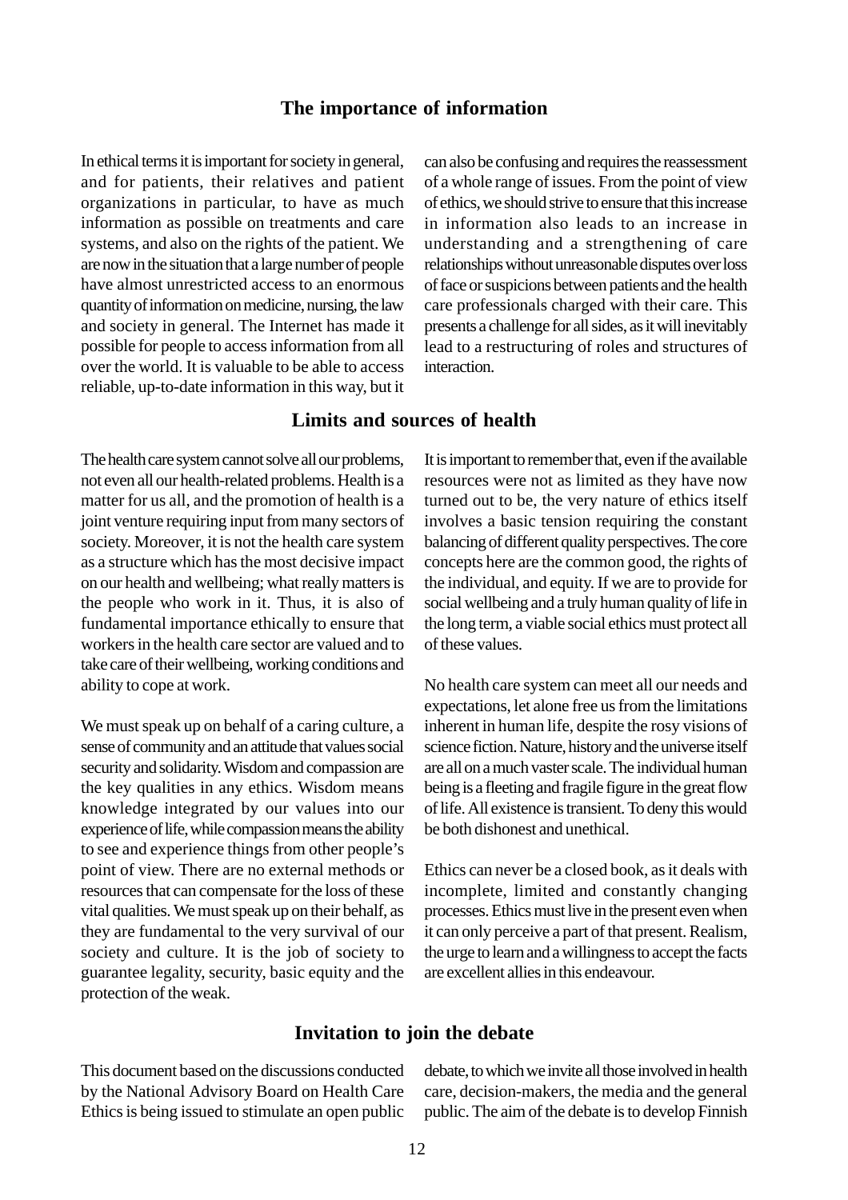## The importance of information

In ethical terms it is important for society in general, and for patients, their relatives and patient organizations in particular, to have as much information as possible on treatments and care systems, and also on the rights of the patient. We are now in the situation that a large number of people have almost unrestricted access to an enormous quantity of information on medicine, nursing, the law and society in general. The Internet has made it possible for people to access information from all over the world. It is valuable to be able to access reliable, up-to-date information in this way, but it can also be confusing and requires the reassessment of a whole range of issues. From the point of view of ethics, we should strive to ensure that this increase in information also leads to an increase in understanding and a strengthening of care relationships without unreasonable disputes over loss of face or suspicions between patients and the health care professionals charged with their care. This presents a challenge for all sides, as it will inevitably lead to a restructuring of roles and structures of interaction.

## Limits and sources of health

The health care system cannot solve all our problems, not even all our health-related problems. Health is a matter for us all, and the promotion of health is a joint venture requiring input from many sectors of society. Moreover, it is not the health care system as a structure which has the most decisive impact on our health and wellbeing; what really matters is the people who work in it. Thus, it is also of fundamental importance ethically to ensure that workers in the health care sector are valued and to take care of their wellbeing, working conditions and ability to cope at work.

We must speak up on behalf of a caring culture, a sense of community and an attitude that values social security and solidarity. Wisdom and compassion are the key qualities in any ethics. Wisdom means knowledge integrated by our values into our experience of life, while compassion means the ability to see and experience things from other people's point of view. There are no external methods or resources that can compensate for the loss of these vital qualities. We must speak up on their behalf, as they are fundamental to the very survival of our society and culture. It is the job of society to guarantee legality, security, basic equity and the protection of the weak.

It is important to remember that, even if the available resources were not as limited as they have now turned out to be, the very nature of ethics itself involves a basic tension requiring the constant balancing of different quality perspectives. The core concepts here are the common good, the rights of the individual, and equity. If we are to provide for social wellbeing and a truly human quality of life in the long term, a viable social ethics must protect all of these values.

No health care system can meet all our needs and expectations, let alone free us from the limitations inherent in human life, despite the rosy visions of science fiction. Nature, history and the universe itself are all on a much vaster scale. The individual human being is a fleeting and fragile figure in the great flow of life. All existence is transient. To deny this would be both dishonest and unethical.

Ethics can never be a closed book, as it deals with incomplete, limited and constantly changing processes. Ethics must live in the present even when it can only perceive a part of that present. Realism, the urge to learn and a willingness to accept the facts are excellent allies in this endeavour.

## Invitation to join the debate

This document based on the discussions conducted by the National Advisory Board on Health Care Ethics is being issued to stimulate an open public debate, to which we invite all those involved in health care, decision-makers, the media and the general public. The aim of the debate is to develop Finnish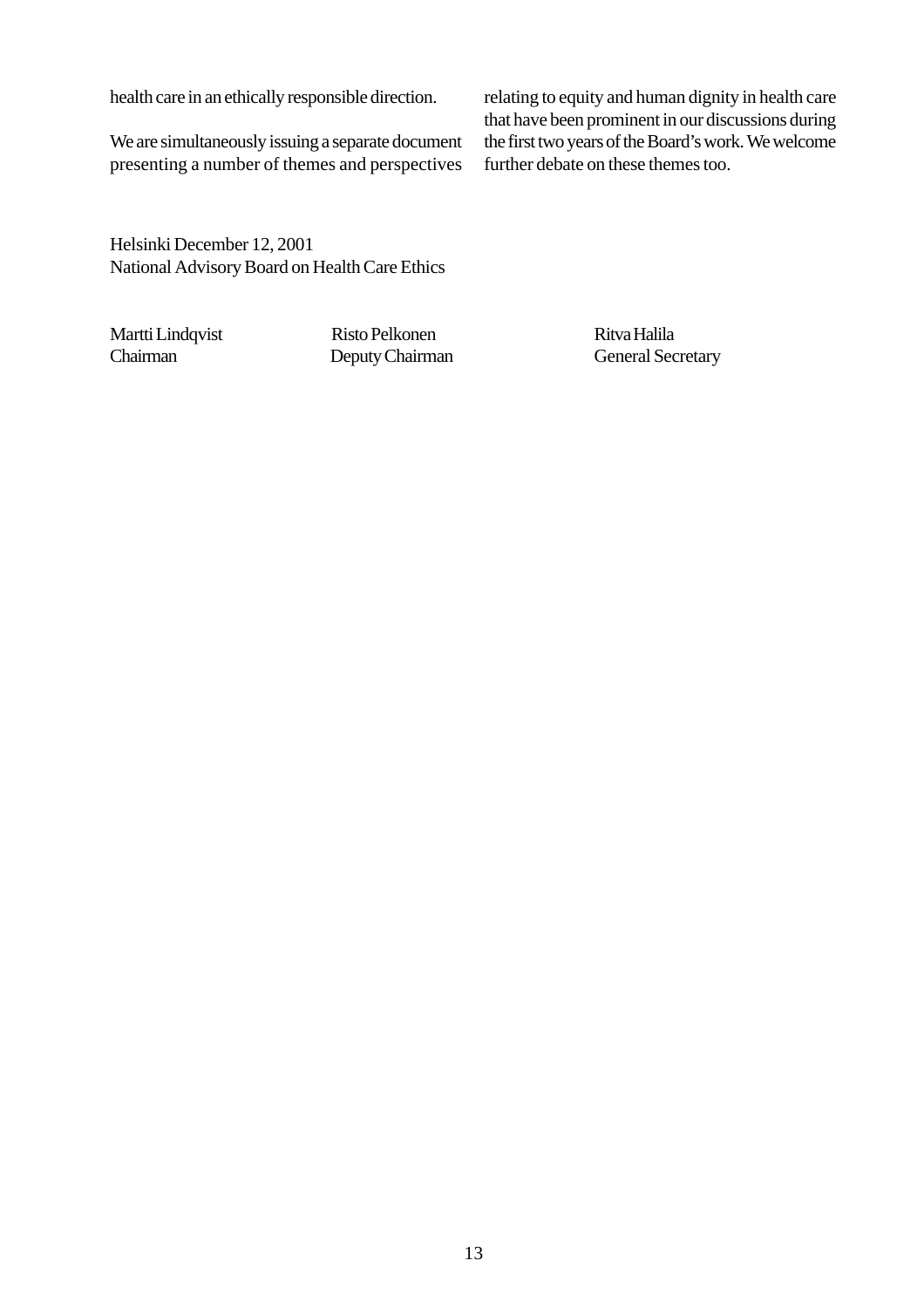health care in an ethically responsible direction.

We are simultaneously issuing a separate document presenting a number of themes and perspectives relating to equity and human dignity in health care that have been prominent in our discussions during the first two years of the Board's work. We welcome further debate on these themes too.

Helsinki December 12, 2001
National Advisory Board on Health Care Ethics

| Martti Lindqvist | Risto Pelkonen | Ritva Halila |
|---|---|---|
| Chairman | Deputy Chairman | General Secretary |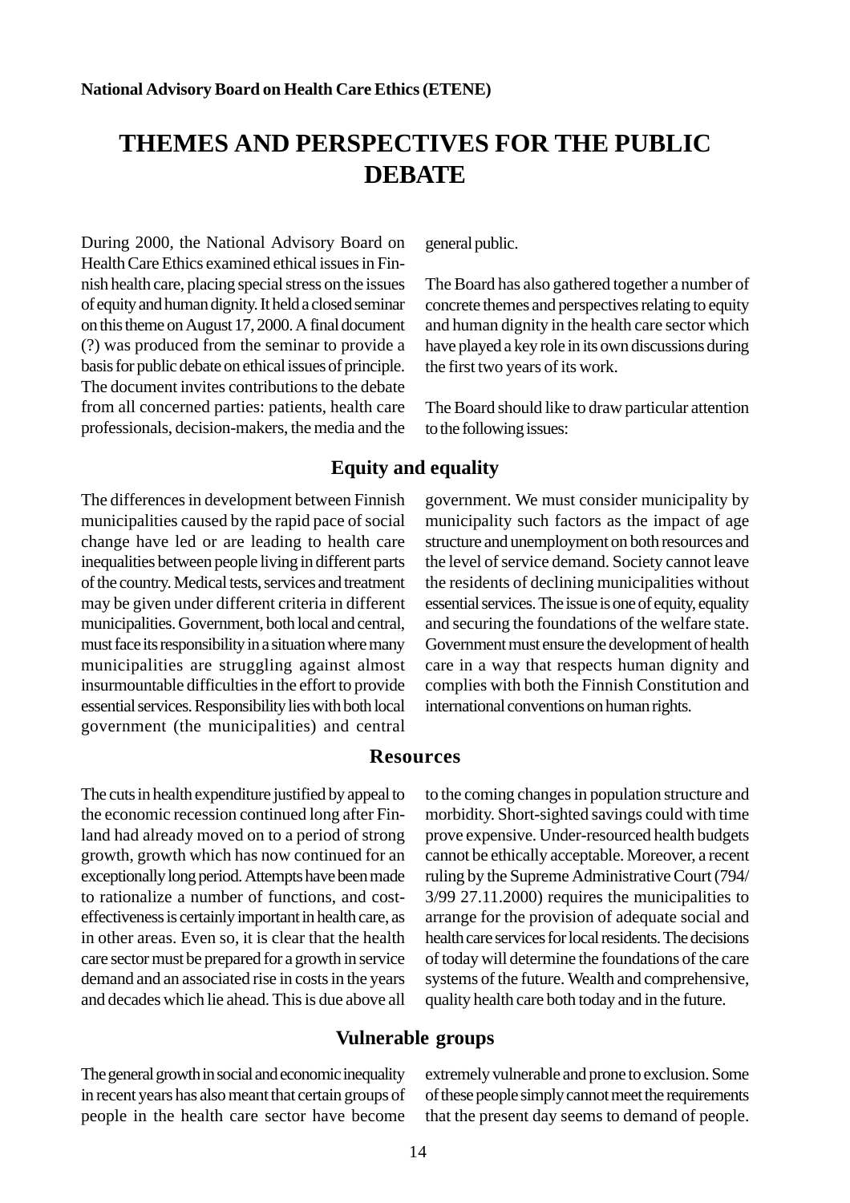**National Advisory Board on Health Care Ethics (ETENE)**

# THEMES AND PERSPECTIVES FOR THE PUBLIC DEBATE

During 2000, the National Advisory Board on Health Care Ethics examined ethical issues in Finnish health care, placing special stress on the issues of equity and human dignity. It held a closed seminar on this theme on August 17, 2000. A final document (?) was produced from the seminar to provide a basis for public debate on ethical issues of principle. The document invites contributions to the debate from all concerned parties: patients, health care professionals, decision-makers, the media and the general public.

The Board has also gathered together a number of concrete themes and perspectives relating to equity and human dignity in the health care sector which have played a key role in its own discussions during the first two years of its work.

The Board should like to draw particular attention to the following issues:

## Equity and equality

The differences in development between Finnish municipalities caused by the rapid pace of social change have led or are leading to health care inequalities between people living in different parts of the country. Medical tests, services and treatment may be given under different criteria in different municipalities. Government, both local and central, must face its responsibility in a situation where many municipalities are struggling against almost insurmountable difficulties in the effort to provide essential services. Responsibility lies with both local government (the municipalities) and central government. We must consider municipality by municipality such factors as the impact of age structure and unemployment on both resources and the level of service demand. Society cannot leave the residents of declining municipalities without essential services. The issue is one of equity, equality and securing the foundations of the welfare state. Government must ensure the development of health care in a way that respects human dignity and complies with both the Finnish Constitution and international conventions on human rights.

## Resources

The cuts in health expenditure justified by appeal to the economic recession continued long after Finland had already moved on to a period of strong growth, growth which has now continued for an exceptionally long period. Attempts have been made to rationalize a number of functions, and cost-effectiveness is certainly important in health care, as in other areas. Even so, it is clear that the health care sector must be prepared for a growth in service demand and an associated rise in costs in the years and decades which lie ahead. This is due above all to the coming changes in population structure and morbidity. Short-sighted savings could with time prove expensive. Under-resourced health budgets cannot be ethically acceptable. Moreover, a recent ruling by the Supreme Administrative Court (794/3/99 27.11.2000) requires the municipalities to arrange for the provision of adequate social and health care services for local residents. The decisions of today will determine the foundations of the care systems of the future. Wealth and comprehensive, quality health care both today and in the future.

## Vulnerable groups

The general growth in social and economic inequality in recent years has also meant that certain groups of people in the health care sector have become extremely vulnerable and prone to exclusion. Some of these people simply cannot meet the requirements that the present day seems to demand of people.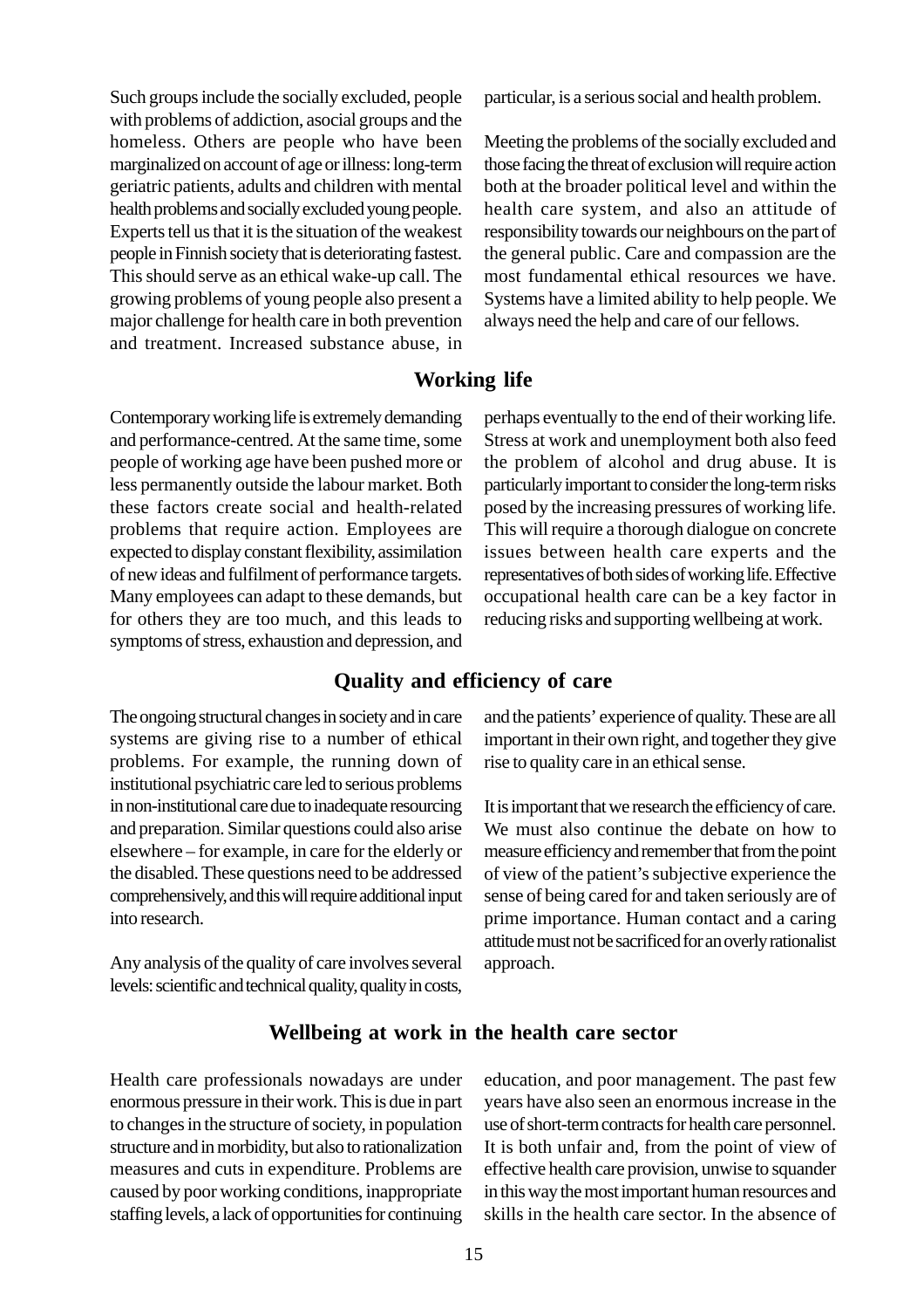Such groups include the socially excluded, people with problems of addiction, asocial groups and the homeless. Others are people who have been marginalized on account of age or illness: long-term geriatric patients, adults and children with mental health problems and socially excluded young people. Experts tell us that it is the situation of the weakest people in Finnish society that is deteriorating fastest. This should serve as an ethical wake-up call. The growing problems of young people also present a major challenge for health care in both prevention and treatment. Increased substance abuse, in particular, is a serious social and health problem.

Meeting the problems of the socially excluded and those facing the threat of exclusion will require action both at the broader political level and within the health care system, and also an attitude of responsibility towards our neighbours on the part of the general public. Care and compassion are the most fundamental ethical resources we have. Systems have a limited ability to help people. We always need the help and care of our fellows.

## Working life

Contemporary working life is extremely demanding and performance-centred. At the same time, some people of working age have been pushed more or less permanently outside the labour market. Both these factors create social and health-related problems that require action. Employees are expected to display constant flexibility, assimilation of new ideas and fulfilment of performance targets. Many employees can adapt to these demands, but for others they are too much, and this leads to symptoms of stress, exhaustion and depression, and perhaps eventually to the end of their working life. Stress at work and unemployment both also feed the problem of alcohol and drug abuse. It is particularly important to consider the long-term risks posed by the increasing pressures of working life. This will require a thorough dialogue on concrete issues between health care experts and the representatives of both sides of working life. Effective occupational health care can be a key factor in reducing risks and supporting wellbeing at work.

## Quality and efficiency of care

The ongoing structural changes in society and in care systems are giving rise to a number of ethical problems. For example, the running down of institutional psychiatric care led to serious problems in non-institutional care due to inadequate resourcing and preparation. Similar questions could also arise elsewhere – for example, in care for the elderly or the disabled. These questions need to be addressed comprehensively, and this will require additional input into research.

Any analysis of the quality of care involves several levels: scientific and technical quality, quality in costs, and the patients' experience of quality. These are all important in their own right, and together they give rise to quality care in an ethical sense.

It is important that we research the efficiency of care. We must also continue the debate on how to measure efficiency and remember that from the point of view of the patient's subjective experience the sense of being cared for and taken seriously are of prime importance. Human contact and a caring attitude must not be sacrificed for an overly rationalist approach.

## Wellbeing at work in the health care sector

Health care professionals nowadays are under enormous pressure in their work. This is due in part to changes in the structure of society, in population structure and in morbidity, but also to rationalization measures and cuts in expenditure. Problems are caused by poor working conditions, inappropriate staffing levels, a lack of opportunities for continuing education, and poor management. The past few years have also seen an enormous increase in the use of short-term contracts for health care personnel. It is both unfair and, from the point of view of effective health care provision, unwise to squander in this way the most important human resources and skills in the health care sector. In the absence of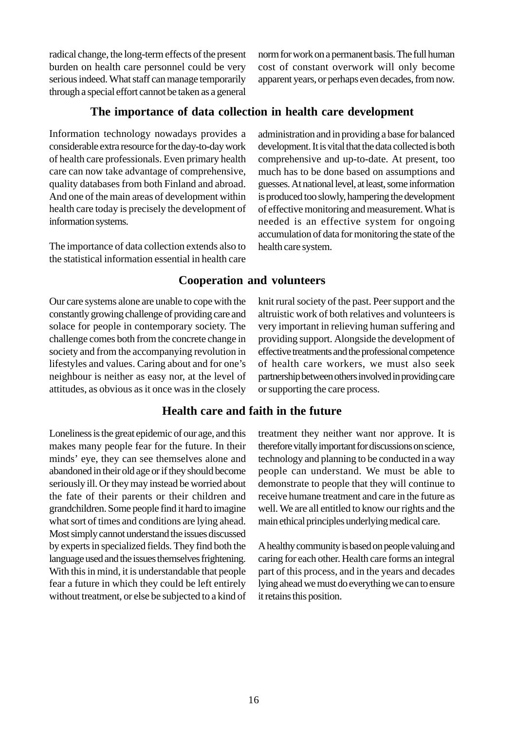radical change, the long-term effects of the present burden on health care personnel could be very serious indeed. What staff can manage temporarily through a special effort cannot be taken as a general norm for work on a permanent basis. The full human cost of constant overwork will only become apparent years, or perhaps even decades, from now.

## The importance of data collection in health care development

Information technology nowadays provides a considerable extra resource for the day-to-day work of health care professionals. Even primary health care can now take advantage of comprehensive, quality databases from both Finland and abroad. And one of the main areas of development within health care today is precisely the development of information systems.

The importance of data collection extends also to the statistical information essential in health care administration and in providing a base for balanced development. It is vital that the data collected is both comprehensive and up-to-date. At present, too much has to be done based on assumptions and guesses. At national level, at least, some information is produced too slowly, hampering the development of effective monitoring and measurement. What is needed is an effective system for ongoing accumulation of data for monitoring the state of the health care system.

## Cooperation and volunteers

Our care systems alone are unable to cope with the constantly growing challenge of providing care and solace for people in contemporary society. The challenge comes both from the concrete change in society and from the accompanying revolution in lifestyles and values. Caring about and for one's neighbour is neither as easy nor, at the level of attitudes, as obvious as it once was in the closely knit rural society of the past. Peer support and the altruistic work of both relatives and volunteers is very important in relieving human suffering and providing support. Alongside the development of effective treatments and the professional competence of health care workers, we must also seek partnership between others involved in providing care or supporting the care process.

## Health care and faith in the future

Loneliness is the great epidemic of our age, and this makes many people fear for the future. In their minds' eye, they can see themselves alone and abandoned in their old age or if they should become seriously ill. Or they may instead be worried about the fate of their parents or their children and grandchildren. Some people find it hard to imagine what sort of times and conditions are lying ahead. Most simply cannot understand the issues discussed by experts in specialized fields. They find both the language used and the issues themselves frightening. With this in mind, it is understandable that people fear a future in which they could be left entirely without treatment, or else be subjected to a kind of treatment they neither want nor approve. It is therefore vitally important for discussions on science, technology and planning to be conducted in a way people can understand. We must be able to demonstrate to people that they will continue to receive humane treatment and care in the future as well. We are all entitled to know our rights and the main ethical principles underlying medical care.

A healthy community is based on people valuing and caring for each other. Health care forms an integral part of this process, and in the years and decades lying ahead we must do everything we can to ensure it retains this position.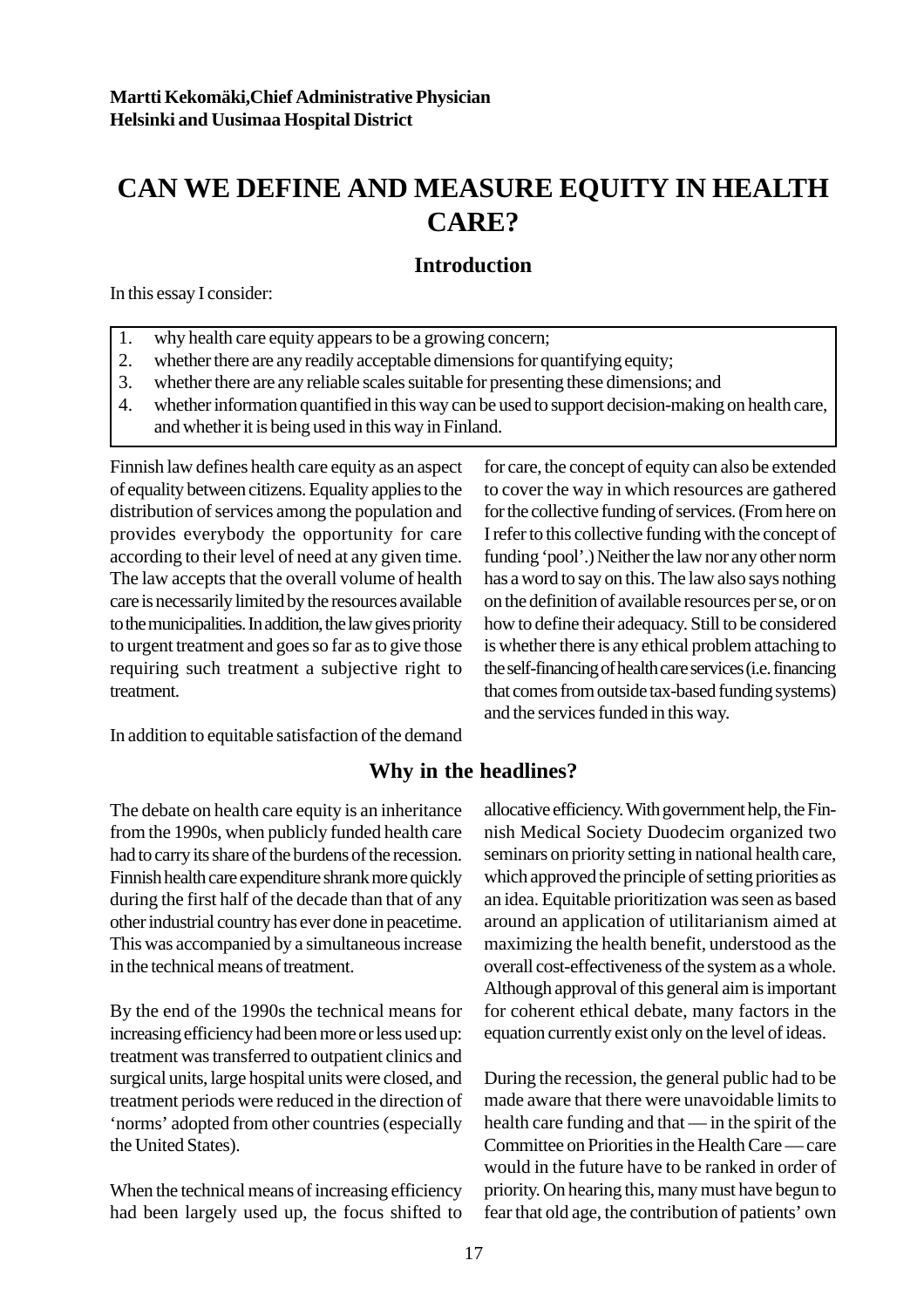**Martti Kekomäki,Chief Administrative Physician**
**Helsinki and Uusimaa Hospital District**

# CAN WE DEFINE AND MEASURE EQUITY IN HEALTH CARE?

## Introduction

In this essay I consider:

1. why health care equity appears to be a growing concern;
2. whether there are any readily acceptable dimensions for quantifying equity;
3. whether there are any reliable scales suitable for presenting these dimensions; and
4. whether information quantified in this way can be used to support decision-making on health care, and whether it is being used in this way in Finland.

Finnish law defines health care equity as an aspect of equality between citizens. Equality applies to the distribution of services among the population and provides everybody the opportunity for care according to their level of need at any given time. The law accepts that the overall volume of health care is necessarily limited by the resources available to the municipalities. In addition, the law gives priority to urgent treatment and goes so far as to give those requiring such treatment a subjective right to treatment.

In addition to equitable satisfaction of the demand for care, the concept of equity can also be extended to cover the way in which resources are gathered for the collective funding of services. (From here on I refer to this collective funding with the concept of funding 'pool'.) Neither the law nor any other norm has a word to say on this. The law also says nothing on the definition of available resources per se, or on how to define their adequacy. Still to be considered is whether there is any ethical problem attaching to the self-financing of health care services (i.e. financing that comes from outside tax-based funding systems) and the services funded in this way.

## Why in the headlines?

The debate on health care equity is an inheritance from the 1990s, when publicly funded health care had to carry its share of the burdens of the recession. Finnish health care expenditure shrank more quickly during the first half of the decade than that of any other industrial country has ever done in peacetime. This was accompanied by a simultaneous increase in the technical means of treatment.

By the end of the 1990s the technical means for increasing efficiency had been more or less used up: treatment was transferred to outpatient clinics and surgical units, large hospital units were closed, and treatment periods were reduced in the direction of 'norms' adopted from other countries (especially the United States).

When the technical means of increasing efficiency had been largely used up, the focus shifted to allocative efficiency. With government help, the Finnish Medical Society Duodecim organized two seminars on priority setting in national health care, which approved the principle of setting priorities as an idea. Equitable prioritization was seen as based around an application of utilitarianism aimed at maximizing the health benefit, understood as the overall cost-effectiveness of the system as a whole. Although approval of this general aim is important for coherent ethical debate, many factors in the equation currently exist only on the level of ideas.

During the recession, the general public had to be made aware that there were unavoidable limits to health care funding and that — in the spirit of the Committee on Priorities in the Health Care — care would in the future have to be ranked in order of priority. On hearing this, many must have begun to fear that old age, the contribution of patients' own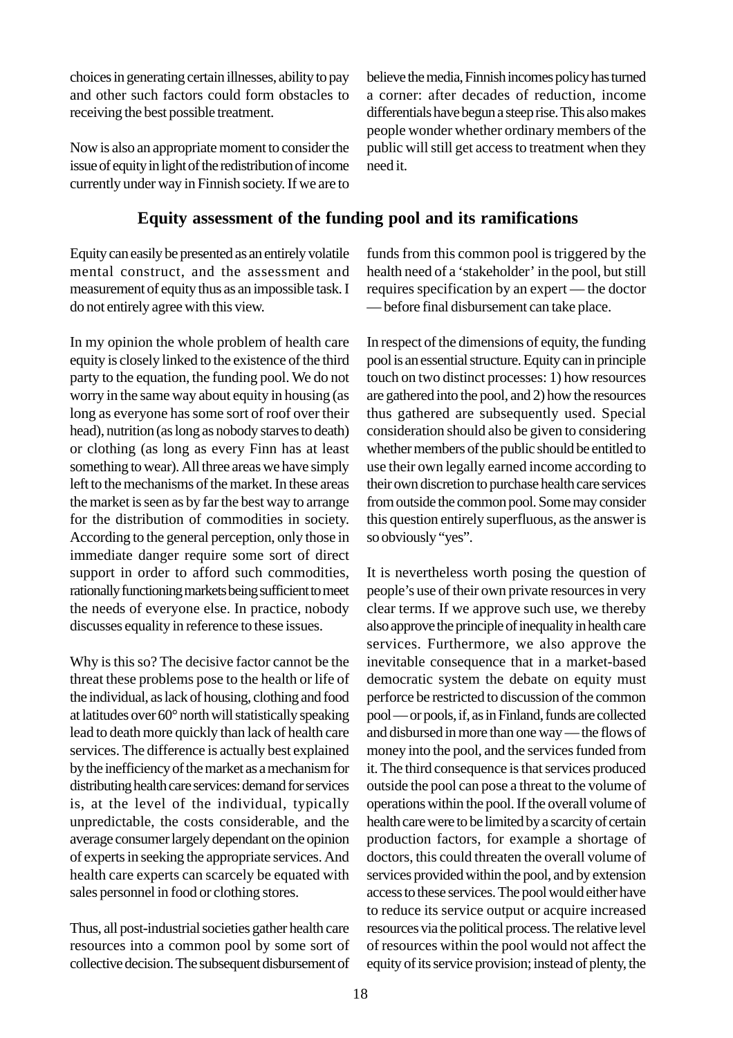choices in generating certain illnesses, ability to pay and other such factors could form obstacles to receiving the best possible treatment.

Now is also an appropriate moment to consider the issue of equity in light of the redistribution of income currently under way in Finnish society. If we are to believe the media, Finnish incomes policy has turned a corner: after decades of reduction, income differentials have begun a steep rise. This also makes people wonder whether ordinary members of the public will still get access to treatment when they need it.

## Equity assessment of the funding pool and its ramifications

Equity can easily be presented as an entirely volatile mental construct, and the assessment and measurement of equity thus as an impossible task. I do not entirely agree with this view.

In my opinion the whole problem of health care equity is closely linked to the existence of the third party to the equation, the funding pool. We do not worry in the same way about equity in housing (as long as everyone has some sort of roof over their head), nutrition (as long as nobody starves to death) or clothing (as long as every Finn has at least something to wear). All three areas we have simply left to the mechanisms of the market. In these areas the market is seen as by far the best way to arrange for the distribution of commodities in society. According to the general perception, only those in immediate danger require some sort of direct support in order to afford such commodities, rationally functioning markets being sufficient to meet the needs of everyone else. In practice, nobody discusses equality in reference to these issues.

Why is this so? The decisive factor cannot be the threat these problems pose to the health or life of the individual, as lack of housing, clothing and food at latitudes over 60° north will statistically speaking lead to death more quickly than lack of health care services. The difference is actually best explained by the inefficiency of the market as a mechanism for distributing health care services: demand for services is, at the level of the individual, typically unpredictable, the costs considerable, and the average consumer largely dependant on the opinion of experts in seeking the appropriate services. And health care experts can scarcely be equated with sales personnel in food or clothing stores.

Thus, all post-industrial societies gather health care resources into a common pool by some sort of collective decision. The subsequent disbursement of funds from this common pool is triggered by the health need of a 'stakeholder' in the pool, but still requires specification by an expert — the doctor — before final disbursement can take place.

In respect of the dimensions of equity, the funding pool is an essential structure. Equity can in principle touch on two distinct processes: 1) how resources are gathered into the pool, and 2) how the resources thus gathered are subsequently used. Special consideration should also be given to considering whether members of the public should be entitled to use their own legally earned income according to their own discretion to purchase health care services from outside the common pool. Some may consider this question entirely superfluous, as the answer is so obviously "yes".

It is nevertheless worth posing the question of people's use of their own private resources in very clear terms. If we approve such use, we thereby also approve the principle of inequality in health care services. Furthermore, we also approve the inevitable consequence that in a market-based democratic system the debate on equity must perforce be restricted to discussion of the common pool — or pools, if, as in Finland, funds are collected and disbursed in more than one way — the flows of money into the pool, and the services funded from it. The third consequence is that services produced outside the pool can pose a threat to the volume of operations within the pool. If the overall volume of health care were to be limited by a scarcity of certain production factors, for example a shortage of doctors, this could threaten the overall volume of services provided within the pool, and by extension access to these services. The pool would either have to reduce its service output or acquire increased resources via the political process. The relative level of resources within the pool would not affect the equity of its service provision; instead of plenty, the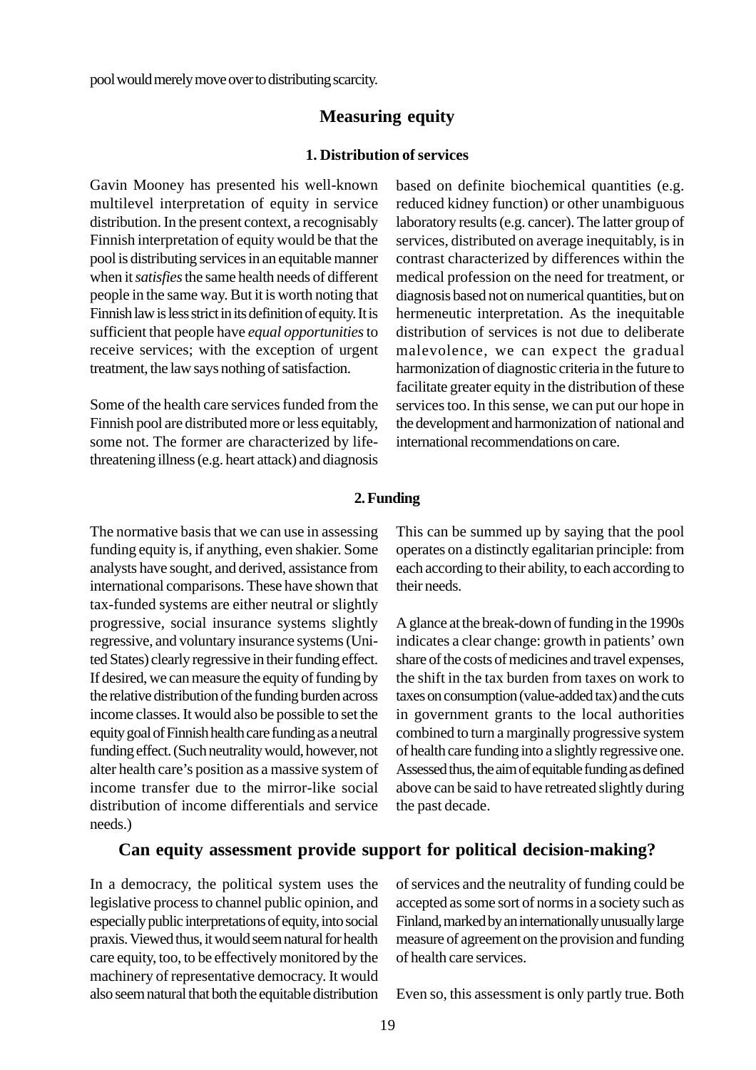pool would merely move over to distributing scarcity.

## Measuring equity

### 1. Distribution of services

Gavin Mooney has presented his well-known multilevel interpretation of equity in service distribution. In the present context, a recognisably Finnish interpretation of equity would be that the pool is distributing services in an equitable manner when it *satisfies* the same health needs of different people in the same way. But it is worth noting that Finnish law is less strict in its definition of equity. It is sufficient that people have *equal opportunities* to receive services; with the exception of urgent treatment, the law says nothing of satisfaction.

Some of the health care services funded from the Finnish pool are distributed more or less equitably, some not. The former are characterized by life-threatening illness (e.g. heart attack) and diagnosis based on definite biochemical quantities (e.g. reduced kidney function) or other unambiguous laboratory results (e.g. cancer). The latter group of services, distributed on average inequitably, is in contrast characterized by differences within the medical profession on the need for treatment, or diagnosis based not on numerical quantities, but on hermeneutic interpretation. As the inequitable distribution of services is not due to deliberate malevolence, we can expect the gradual harmonization of diagnostic criteria in the future to facilitate greater equity in the distribution of these services too. In this sense, we can put our hope in the development and harmonization of national and international recommendations on care.

### 2. Funding

The normative basis that we can use in assessing funding equity is, if anything, even shakier. Some analysts have sought, and derived, assistance from international comparisons. These have shown that tax-funded systems are either neutral or slightly progressive, social insurance systems slightly regressive, and voluntary insurance systems (United States) clearly regressive in their funding effect. If desired, we can measure the equity of funding by the relative distribution of the funding burden across income classes. It would also be possible to set the equity goal of Finnish health care funding as a neutral funding effect. (Such neutrality would, however, not alter health care's position as a massive system of income transfer due to the mirror-like social distribution of income differentials and service needs.)

This can be summed up by saying that the pool operates on a distinctly egalitarian principle: from each according to their ability, to each according to their needs.

A glance at the break-down of funding in the 1990s indicates a clear change: growth in patients' own share of the costs of medicines and travel expenses, the shift in the tax burden from taxes on work to taxes on consumption (value-added tax) and the cuts in government grants to the local authorities combined to turn a marginally progressive system of health care funding into a slightly regressive one. Assessed thus, the aim of equitable funding as defined above can be said to have retreated slightly during the past decade.

## Can equity assessment provide support for political decision-making?

In a democracy, the political system uses the legislative process to channel public opinion, and especially public interpretations of equity, into social praxis. Viewed thus, it would seem natural for health care equity, too, to be effectively monitored by the machinery of representative democracy. It would also seem natural that both the equitable distribution of services and the neutrality of funding could be accepted as some sort of norms in a society such as Finland, marked by an internationally unusually large measure of agreement on the provision and funding of health care services.

Even so, this assessment is only partly true. Both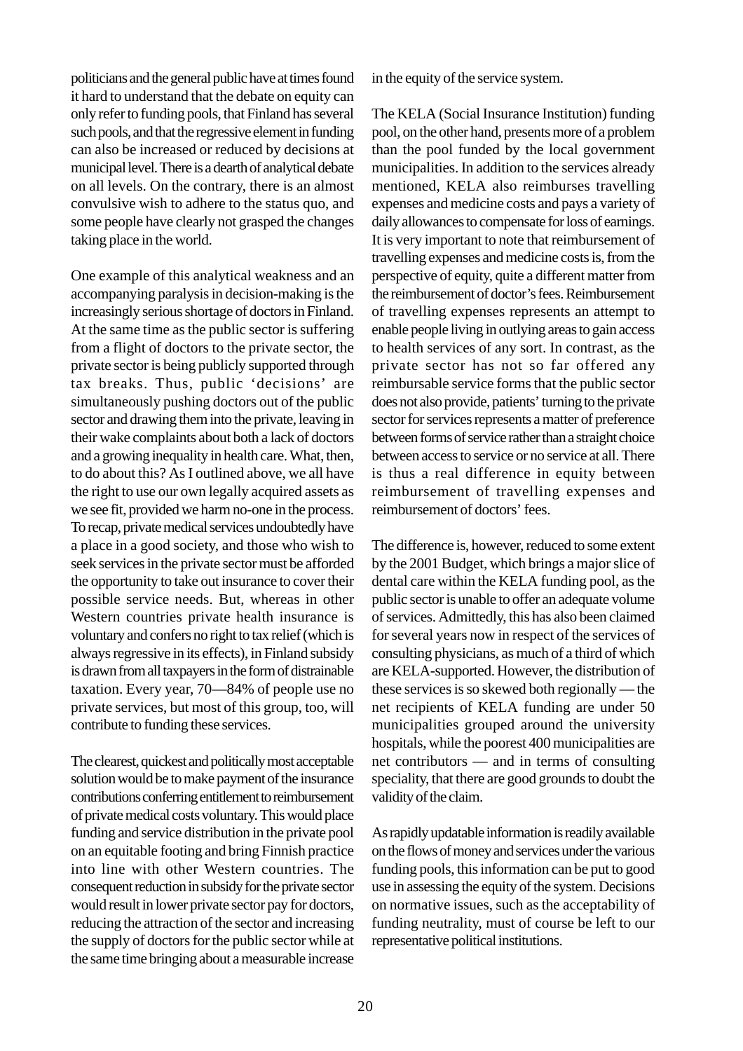politicians and the general public have at times found it hard to understand that the debate on equity can only refer to funding pools, that Finland has several such pools, and that the regressive element in funding can also be increased or reduced by decisions at municipal level. There is a dearth of analytical debate on all levels. On the contrary, there is an almost convulsive wish to adhere to the status quo, and some people have clearly not grasped the changes taking place in the world.

One example of this analytical weakness and an accompanying paralysis in decision-making is the increasingly serious shortage of doctors in Finland. At the same time as the public sector is suffering from a flight of doctors to the private sector, the private sector is being publicly supported through tax breaks. Thus, public 'decisions' are simultaneously pushing doctors out of the public sector and drawing them into the private, leaving in their wake complaints about both a lack of doctors and a growing inequality in health care. What, then, to do about this? As I outlined above, we all have the right to use our own legally acquired assets as we see fit, provided we harm no-one in the process. To recap, private medical services undoubtedly have a place in a good society, and those who wish to seek services in the private sector must be afforded the opportunity to take out insurance to cover their possible service needs. But, whereas in other Western countries private health insurance is voluntary and confers no right to tax relief (which is always regressive in its effects), in Finland subsidy is drawn from all taxpayers in the form of distrainable taxation. Every year, 70—84% of people use no private services, but most of this group, too, will contribute to funding these services.

The clearest, quickest and politically most acceptable solution would be to make payment of the insurance contributions conferring entitlement to reimbursement of private medical costs voluntary. This would place funding and service distribution in the private pool on an equitable footing and bring Finnish practice into line with other Western countries. The consequent reduction in subsidy for the private sector would result in lower private sector pay for doctors, reducing the attraction of the sector and increasing the supply of doctors for the public sector while at the same time bringing about a measurable increase in the equity of the service system.

The KELA (Social Insurance Institution) funding pool, on the other hand, presents more of a problem than the pool funded by the local government municipalities. In addition to the services already mentioned, KELA also reimburses travelling expenses and medicine costs and pays a variety of daily allowances to compensate for loss of earnings. It is very important to note that reimbursement of travelling expenses and medicine costs is, from the perspective of equity, quite a different matter from the reimbursement of doctor's fees. Reimbursement of travelling expenses represents an attempt to enable people living in outlying areas to gain access to health services of any sort. In contrast, as the private sector has not so far offered any reimbursable service forms that the public sector does not also provide, patients' turning to the private sector for services represents a matter of preference between forms of service rather than a straight choice between access to service or no service at all. There is thus a real difference in equity between reimbursement of travelling expenses and reimbursement of doctors' fees.

The difference is, however, reduced to some extent by the 2001 Budget, which brings a major slice of dental care within the KELA funding pool, as the public sector is unable to offer an adequate volume of services. Admittedly, this has also been claimed for several years now in respect of the services of consulting physicians, as much of a third of which are KELA-supported. However, the distribution of these services is so skewed both regionally — the net recipients of KELA funding are under 50 municipalities grouped around the university hospitals, while the poorest 400 municipalities are net contributors — and in terms of consulting speciality, that there are good grounds to doubt the validity of the claim.

As rapidly updatable information is readily available on the flows of money and services under the various funding pools, this information can be put to good use in assessing the equity of the system. Decisions on normative issues, such as the acceptability of funding neutrality, must of course be left to our representative political institutions.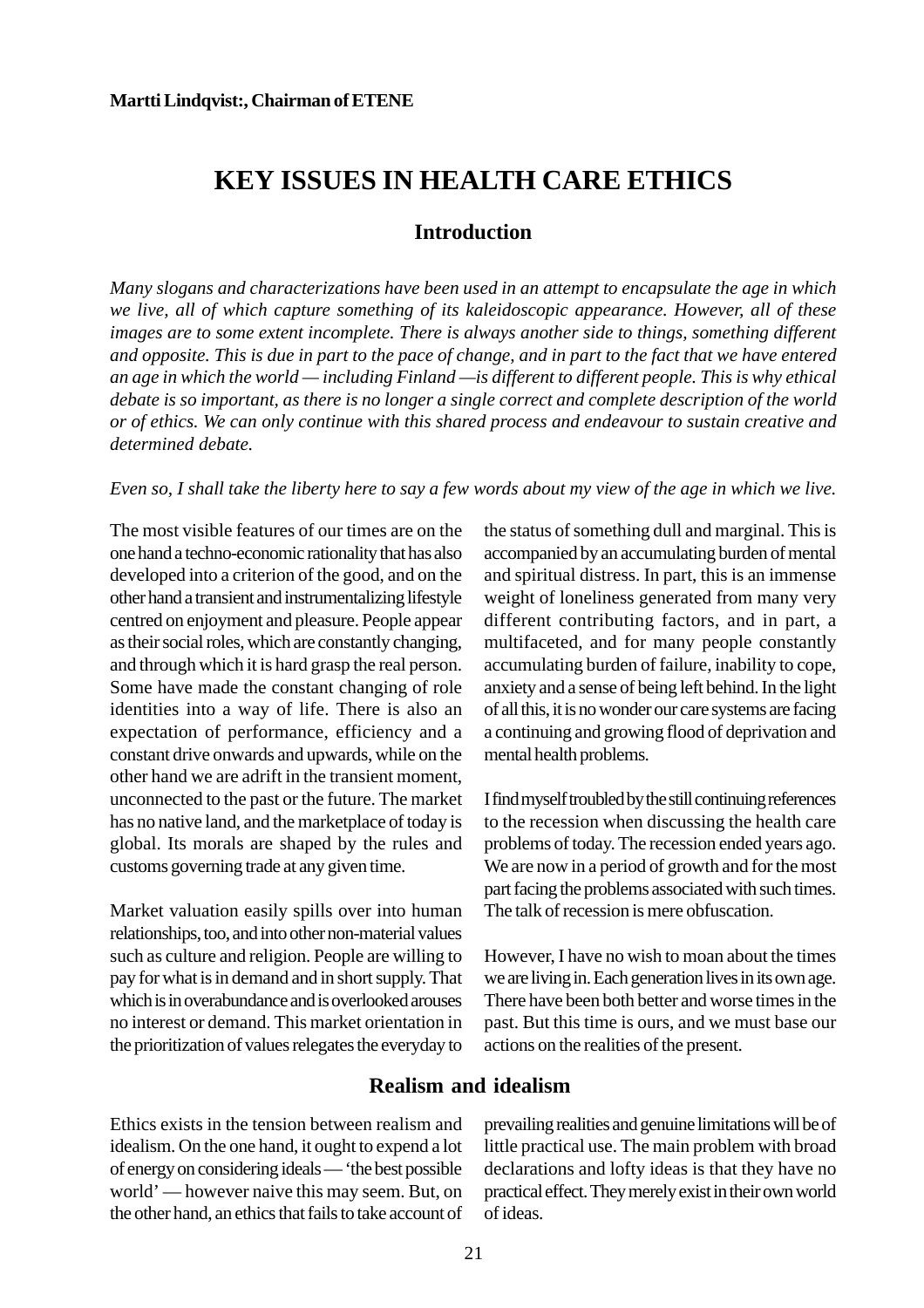**Martti Lindqvist:, Chairman of ETENE**

# KEY ISSUES IN HEALTH CARE ETHICS

## Introduction

*Many slogans and characterizations have been used in an attempt to encapsulate the age in which we live, all of which capture something of its kaleidoscopic appearance. However, all of these images are to some extent incomplete. There is always another side to things, something different and opposite. This is due in part to the pace of change, and in part to the fact that we have entered an age in which the world — including Finland —is different to different people. This is why ethical debate is so important, as there is no longer a single correct and complete description of the world or of ethics. We can only continue with this shared process and endeavour to sustain creative and determined debate.*

*Even so, I shall take the liberty here to say a few words about my view of the age in which we live.*

The most visible features of our times are on the one hand a techno-economic rationality that has also developed into a criterion of the good, and on the other hand a transient and instrumentalizing lifestyle centred on enjoyment and pleasure. People appear as their social roles, which are constantly changing, and through which it is hard grasp the real person. Some have made the constant changing of role identities into a way of life. There is also an expectation of performance, efficiency and a constant drive onwards and upwards, while on the other hand we are adrift in the transient moment, unconnected to the past or the future. The market has no native land, and the marketplace of today is global. Its morals are shaped by the rules and customs governing trade at any given time.

Market valuation easily spills over into human relationships, too, and into other non-material values such as culture and religion. People are willing to pay for what is in demand and in short supply. That which is in overabundance and is overlooked arouses no interest or demand. This market orientation in the prioritization of values relegates the everyday to the status of something dull and marginal. This is accompanied by an accumulating burden of mental and spiritual distress. In part, this is an immense weight of loneliness generated from many very different contributing factors, and in part, a multifaceted, and for many people constantly accumulating burden of failure, inability to cope, anxiety and a sense of being left behind. In the light of all this, it is no wonder our care systems are facing a continuing and growing flood of deprivation and mental health problems.

I find myself troubled by the still continuing references to the recession when discussing the health care problems of today. The recession ended years ago. We are now in a period of growth and for the most part facing the problems associated with such times. The talk of recession is mere obfuscation.

However, I have no wish to moan about the times we are living in. Each generation lives in its own age. There have been both better and worse times in the past. But this time is ours, and we must base our actions on the realities of the present.

## Realism and idealism

Ethics exists in the tension between realism and idealism. On the one hand, it ought to expend a lot of energy on considering ideals — 'the best possible world' — however naive this may seem. But, on the other hand, an ethics that fails to take account of prevailing realities and genuine limitations will be of little practical use. The main problem with broad declarations and lofty ideas is that they have no practical effect. They merely exist in their own world of ideas.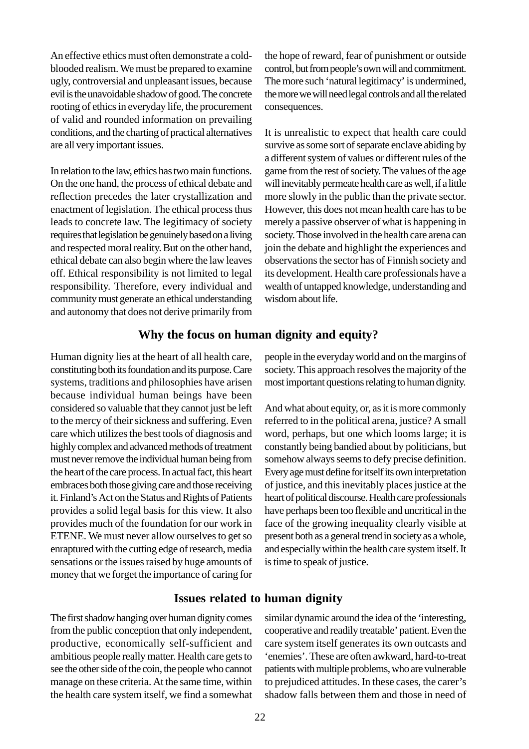An effective ethics must often demonstrate a cold-blooded realism. We must be prepared to examine ugly, controversial and unpleasant issues, because evil is the unavoidable shadow of good. The concrete rooting of ethics in everyday life, the procurement of valid and rounded information on prevailing conditions, and the charting of practical alternatives are all very important issues.

In relation to the law, ethics has two main functions. On the one hand, the process of ethical debate and reflection precedes the later crystallization and enactment of legislation. The ethical process thus leads to concrete law. The legitimacy of society requires that legislation be genuinely based on a living and respected moral reality. But on the other hand, ethical debate can also begin where the law leaves off. Ethical responsibility is not limited to legal responsibility. Therefore, every individual and community must generate an ethical understanding and autonomy that does not derive primarily from the hope of reward, fear of punishment or outside control, but from people's own will and commitment. The more such 'natural legitimacy' is undermined, the more we will need legal controls and all the related consequences.

It is unrealistic to expect that health care could survive as some sort of separate enclave abiding by a different system of values or different rules of the game from the rest of society. The values of the age will inevitably permeate health care as well, if a little more slowly in the public than the private sector. However, this does not mean health care has to be merely a passive observer of what is happening in society. Those involved in the health care arena can join the debate and highlight the experiences and observations the sector has of Finnish society and its development. Health care professionals have a wealth of untapped knowledge, understanding and wisdom about life.

## Why the focus on human dignity and equity?

Human dignity lies at the heart of all health care, constituting both its foundation and its purpose. Care systems, traditions and philosophies have arisen because individual human beings have been considered so valuable that they cannot just be left to the mercy of their sickness and suffering. Even care which utilizes the best tools of diagnosis and highly complex and advanced methods of treatment must never remove the individual human being from the heart of the care process. In actual fact, this heart embraces both those giving care and those receiving it. Finland's Act on the Status and Rights of Patients provides a solid legal basis for this view. It also provides much of the foundation for our work in ETENE. We must never allow ourselves to get so enraptured with the cutting edge of research, media sensations or the issues raised by huge amounts of money that we forget the importance of caring for people in the everyday world and on the margins of society. This approach resolves the majority of the most important questions relating to human dignity.

And what about equity, or, as it is more commonly referred to in the political arena, justice? A small word, perhaps, but one which looms large; it is constantly being bandied about by politicians, but somehow always seems to defy precise definition. Every age must define for itself its own interpretation of justice, and this inevitably places justice at the heart of political discourse. Health care professionals have perhaps been too flexible and uncritical in the face of the growing inequality clearly visible at present both as a general trend in society as a whole, and especially within the health care system itself. It is time to speak of justice.

## Issues related to human dignity

The first shadow hanging over human dignity comes from the public conception that only independent, productive, economically self-sufficient and ambitious people really matter. Health care gets to see the other side of the coin, the people who cannot manage on these criteria. At the same time, within the health care system itself, we find a somewhat similar dynamic around the idea of the 'interesting, cooperative and readily treatable' patient. Even the care system itself generates its own outcasts and 'enemies'. These are often awkward, hard-to-treat patients with multiple problems, who are vulnerable to prejudiced attitudes. In these cases, the carer's shadow falls between them and those in need of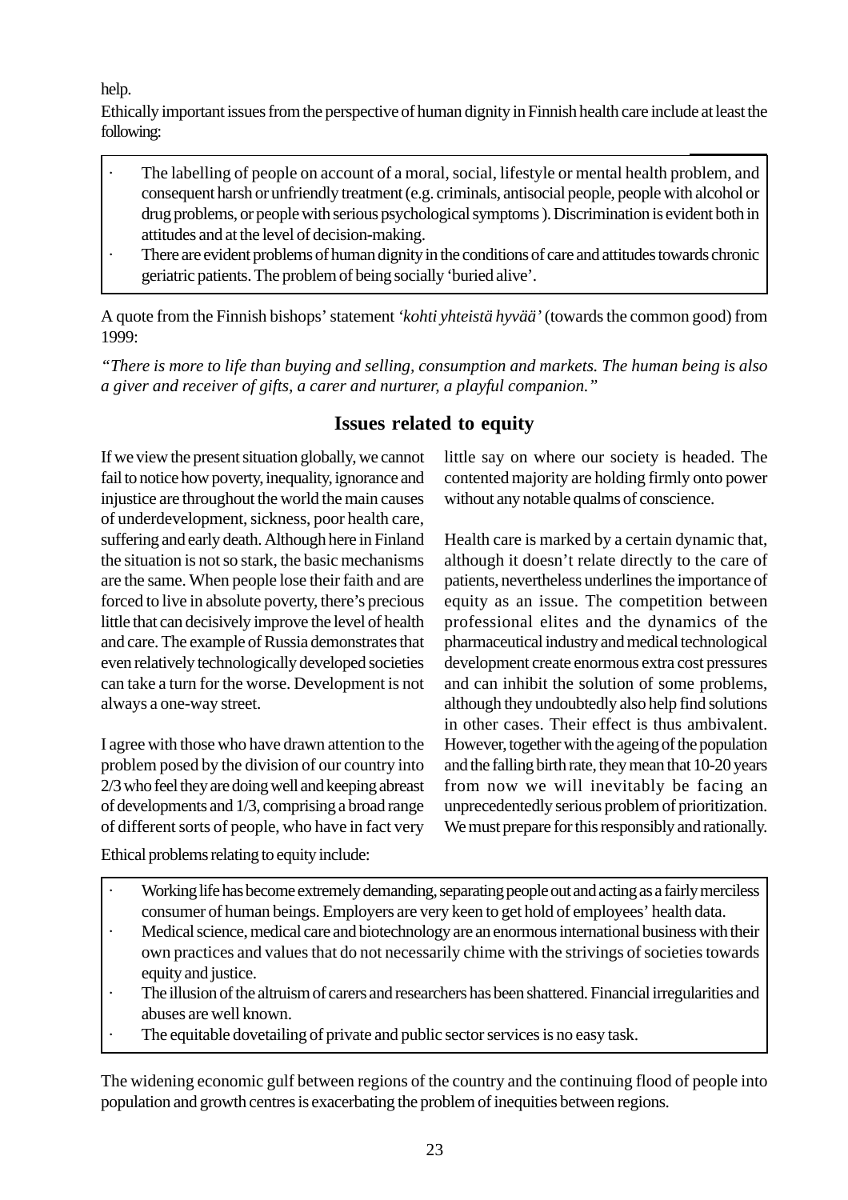help.

Ethically important issues from the perspective of human dignity in Finnish health care include at least the following:

- The labelling of people on account of a moral, social, lifestyle or mental health problem, and consequent harsh or unfriendly treatment (e.g. criminals, antisocial people, people with alcohol or drug problems, or people with serious psychological symptoms ). Discrimination is evident both in attitudes and at the level of decision-making.
- There are evident problems of human dignity in the conditions of care and attitudes towards chronic geriatric patients. The problem of being socially 'buried alive'.

A quote from the Finnish bishops' statement *'kohti yhteistä hyvää'* (towards the common good) from 1999:

*"There is more to life than buying and selling, consumption and markets. The human being is also a giver and receiver of gifts, a carer and nurturer, a playful companion."*

## Issues related to equity

If we view the present situation globally, we cannot fail to notice how poverty, inequality, ignorance and injustice are throughout the world the main causes of underdevelopment, sickness, poor health care, suffering and early death. Although here in Finland the situation is not so stark, the basic mechanisms are the same. When people lose their faith and are forced to live in absolute poverty, there's precious little that can decisively improve the level of health and care. The example of Russia demonstrates that even relatively technologically developed societies can take a turn for the worse. Development is not always a one-way street.

I agree with those who have drawn attention to the problem posed by the division of our country into 2/3 who feel they are doing well and keeping abreast of developments and 1/3, comprising a broad range of different sorts of people, who have in fact very little say on where our society is headed. The contented majority are holding firmly onto power without any notable qualms of conscience.

Health care is marked by a certain dynamic that, although it doesn't relate directly to the care of patients, nevertheless underlines the importance of equity as an issue. The competition between professional elites and the dynamics of the pharmaceutical industry and medical technological development create enormous extra cost pressures and can inhibit the solution of some problems, although they undoubtedly also help find solutions in other cases. Their effect is thus ambivalent. However, together with the ageing of the population and the falling birth rate, they mean that 10-20 years from now we will inevitably be facing an unprecedentedly serious problem of prioritization. We must prepare for this responsibly and rationally.

Ethical problems relating to equity include:

- Working life has become extremely demanding, separating people out and acting as a fairly merciless consumer of human beings. Employers are very keen to get hold of employees' health data.
- Medical science, medical care and biotechnology are an enormous international business with their own practices and values that do not necessarily chime with the strivings of societies towards equity and justice.
- The illusion of the altruism of carers and researchers has been shattered. Financial irregularities and abuses are well known.
- The equitable dovetailing of private and public sector services is no easy task.

The widening economic gulf between regions of the country and the continuing flood of people into population and growth centres is exacerbating the problem of inequities between regions.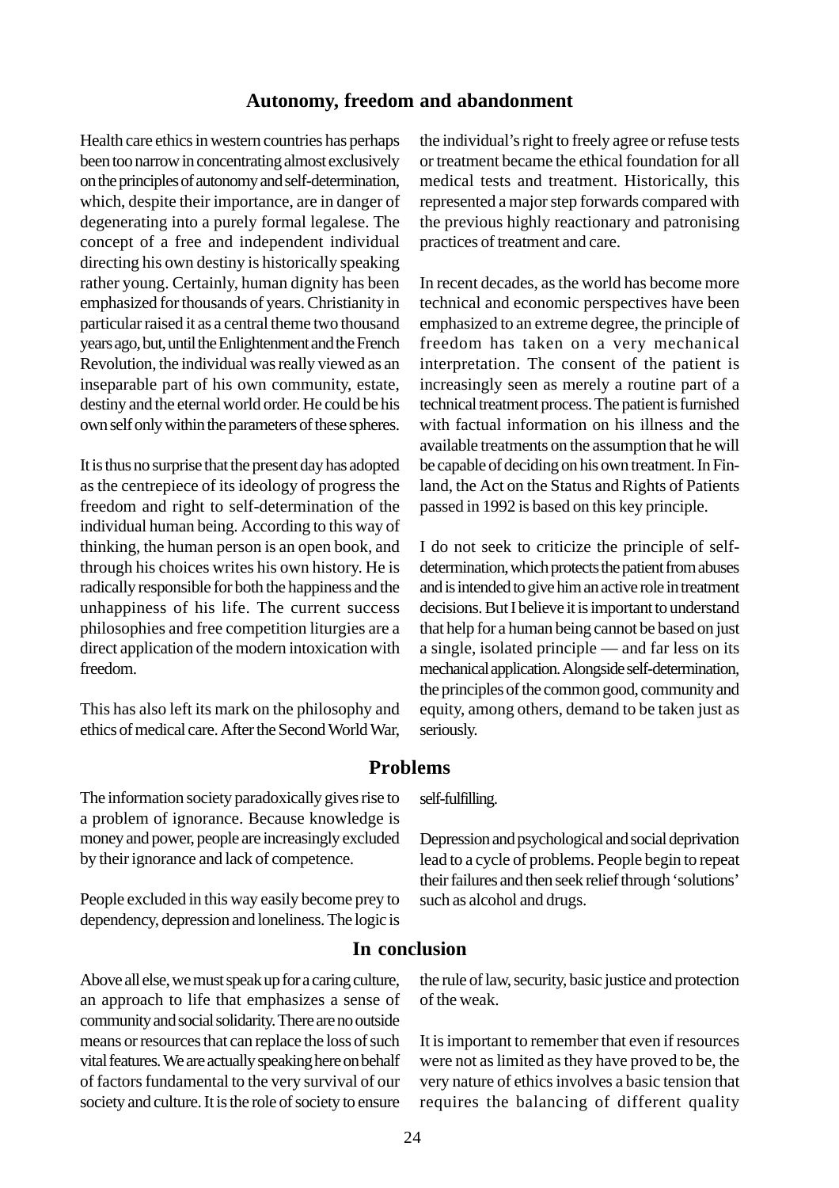## Autonomy, freedom and abandonment

Health care ethics in western countries has perhaps been too narrow in concentrating almost exclusively on the principles of autonomy and self-determination, which, despite their importance, are in danger of degenerating into a purely formal legalese. The concept of a free and independent individual directing his own destiny is historically speaking rather young. Certainly, human dignity has been emphasized for thousands of years. Christianity in particular raised it as a central theme two thousand years ago, but, until the Enlightenment and the French Revolution, the individual was really viewed as an inseparable part of his own community, estate, destiny and the eternal world order. He could be his own self only within the parameters of these spheres.

It is thus no surprise that the present day has adopted as the centrepiece of its ideology of progress the freedom and right to self-determination of the individual human being. According to this way of thinking, the human person is an open book, and through his choices writes his own history. He is radically responsible for both the happiness and the unhappiness of his life. The current success philosophies and free competition liturgies are a direct application of the modern intoxication with freedom.

This has also left its mark on the philosophy and ethics of medical care. After the Second World War, the individual's right to freely agree or refuse tests or treatment became the ethical foundation for all medical tests and treatment. Historically, this represented a major step forwards compared with the previous highly reactionary and patronising practices of treatment and care.

In recent decades, as the world has become more technical and economic perspectives have been emphasized to an extreme degree, the principle of freedom has taken on a very mechanical interpretation. The consent of the patient is increasingly seen as merely a routine part of a technical treatment process. The patient is furnished with factual information on his illness and the available treatments on the assumption that he will be capable of deciding on his own treatment. In Finland, the Act on the Status and Rights of Patients passed in 1992 is based on this key principle.

I do not seek to criticize the principle of self-determination, which protects the patient from abuses and is intended to give him an active role in treatment decisions. But I believe it is important to understand that help for a human being cannot be based on just a single, isolated principle — and far less on its mechanical application. Alongside self-determination, the principles of the common good, community and equity, among others, demand to be taken just as seriously.

## Problems

The information society paradoxically gives rise to a problem of ignorance. Because knowledge is money and power, people are increasingly excluded by their ignorance and lack of competence.

People excluded in this way easily become prey to dependency, depression and loneliness. The logic is self-fulfilling.

Depression and psychological and social deprivation lead to a cycle of problems. People begin to repeat their failures and then seek relief through 'solutions' such as alcohol and drugs.

## In conclusion

Above all else, we must speak up for a caring culture, an approach to life that emphasizes a sense of community and social solidarity. There are no outside means or resources that can replace the loss of such vital features. We are actually speaking here on behalf of factors fundamental to the very survival of our society and culture. It is the role of society to ensure the rule of law, security, basic justice and protection of the weak.

It is important to remember that even if resources were not as limited as they have proved to be, the very nature of ethics involves a basic tension that requires the balancing of different quality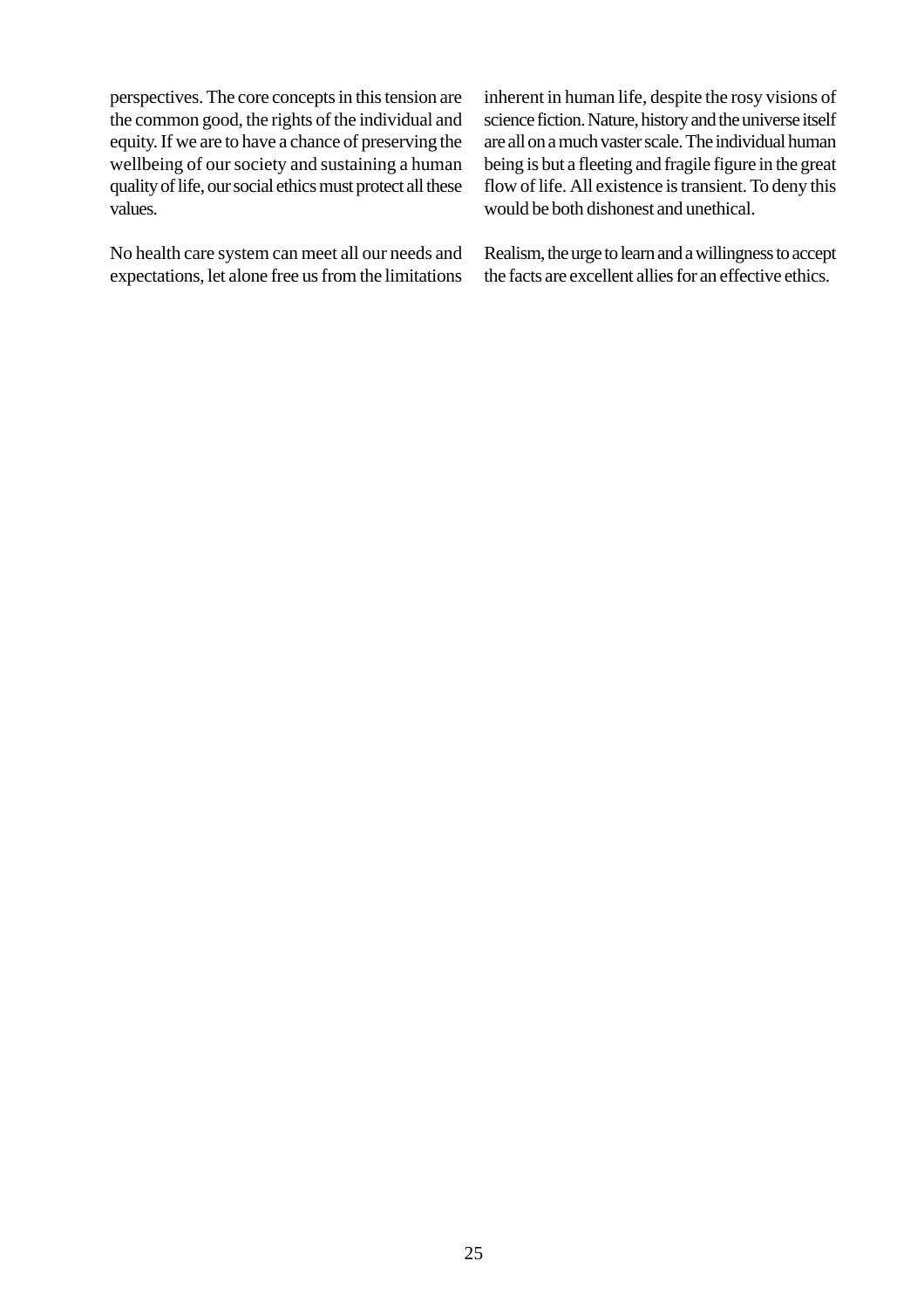perspectives. The core concepts in this tension are the common good, the rights of the individual and equity. If we are to have a chance of preserving the wellbeing of our society and sustaining a human quality of life, our social ethics must protect all these values.

No health care system can meet all our needs and expectations, let alone free us from the limitations inherent in human life, despite the rosy visions of science fiction. Nature, history and the universe itself are all on a much vaster scale. The individual human being is but a fleeting and fragile figure in the great flow of life. All existence is transient. To deny this would be both dishonest and unethical.

Realism, the urge to learn and a willingness to accept the facts are excellent allies for an effective ethics.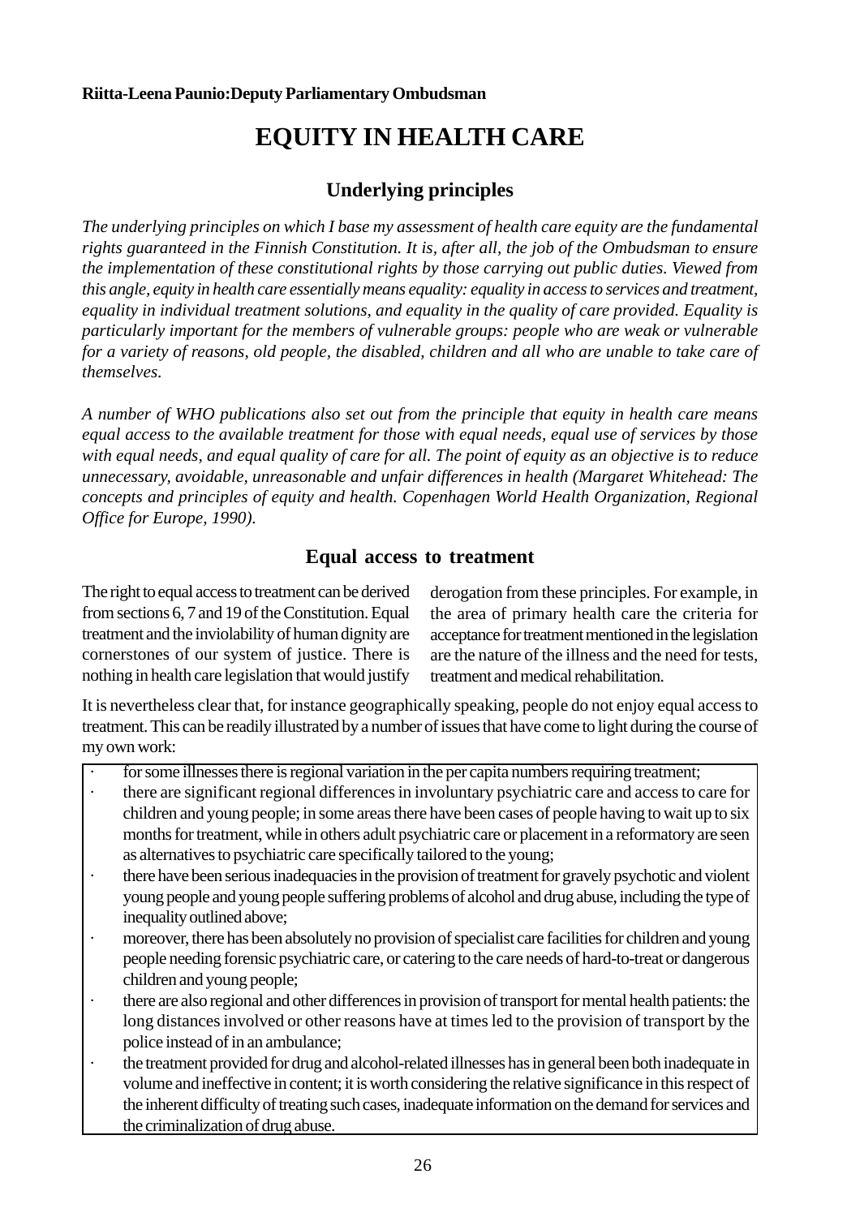**Riitta-Leena Paunio:Deputy Parliamentary Ombudsman**

# EQUITY IN HEALTH CARE

## Underlying principles

*The underlying principles on which I base my assessment of health care equity are the fundamental rights guaranteed in the Finnish Constitution. It is, after all, the job of the Ombudsman to ensure the implementation of these constitutional rights by those carrying out public duties. Viewed from this angle, equity in health care essentially means equality: equality in access to services and treatment, equality in individual treatment solutions, and equality in the quality of care provided. Equality is particularly important for the members of vulnerable groups: people who are weak or vulnerable for a variety of reasons, old people, the disabled, children and all who are unable to take care of themselves.*

*A number of WHO publications also set out from the principle that equity in health care means equal access to the available treatment for those with equal needs, equal use of services by those with equal needs, and equal quality of care for all. The point of equity as an objective is to reduce unnecessary, avoidable, unreasonable and unfair differences in health (Margaret Whitehead: The concepts and principles of equity and health. Copenhagen World Health Organization, Regional Office for Europe, 1990).*

## Equal access to treatment

The right to equal access to treatment can be derived from sections 6, 7 and 19 of the Constitution. Equal treatment and the inviolability of human dignity are cornerstones of our system of justice. There is nothing in health care legislation that would justify derogation from these principles. For example, in the area of primary health care the criteria for acceptance for treatment mentioned in the legislation are the nature of the illness and the need for tests, treatment and medical rehabilitation.

It is nevertheless clear that, for instance geographically speaking, people do not enjoy equal access to treatment. This can be readily illustrated by a number of issues that have come to light during the course of my own work:

- for some illnesses there is regional variation in the per capita numbers requiring treatment;
- there are significant regional differences in involuntary psychiatric care and access to care for children and young people; in some areas there have been cases of people having to wait up to six months for treatment, while in others adult psychiatric care or placement in a reformatory are seen as alternatives to psychiatric care specifically tailored to the young;
- there have been serious inadequacies in the provision of treatment for gravely psychotic and violent young people and young people suffering problems of alcohol and drug abuse, including the type of inequality outlined above;
- moreover, there has been absolutely no provision of specialist care facilities for children and young people needing forensic psychiatric care, or catering to the care needs of hard-to-treat or dangerous children and young people;
- there are also regional and other differences in provision of transport for mental health patients: the long distances involved or other reasons have at times led to the provision of transport by the police instead of in an ambulance;
- the treatment provided for drug and alcohol-related illnesses has in general been both inadequate in volume and ineffective in content; it is worth considering the relative significance in this respect of the inherent difficulty of treating such cases, inadequate information on the demand for services and the criminalization of drug abuse.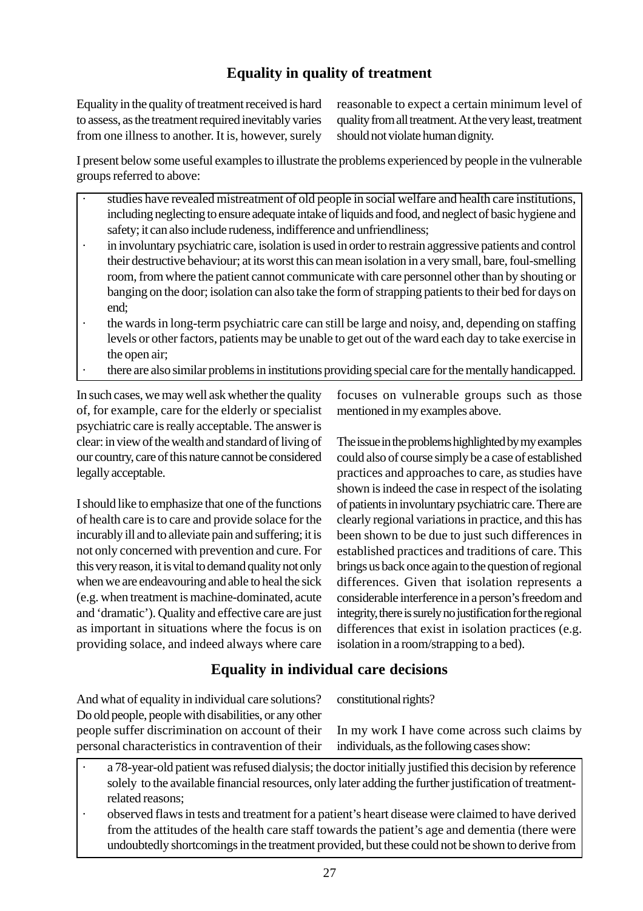## Equality in quality of treatment

Equality in the quality of treatment received is hard to assess, as the treatment required inevitably varies from one illness to another. It is, however, surely reasonable to expect a certain minimum level of quality from all treatment. At the very least, treatment should not violate human dignity.

I present below some useful examples to illustrate the problems experienced by people in the vulnerable groups referred to above:

- studies have revealed mistreatment of old people in social welfare and health care institutions, including neglecting to ensure adequate intake of liquids and food, and neglect of basic hygiene and safety; it can also include rudeness, indifference and unfriendliness;
- in involuntary psychiatric care, isolation is used in order to restrain aggressive patients and control their destructive behaviour; at its worst this can mean isolation in a very small, bare, foul-smelling room, from where the patient cannot communicate with care personnel other than by shouting or banging on the door; isolation can also take the form of strapping patients to their bed for days on end;
- the wards in long-term psychiatric care can still be large and noisy, and, depending on staffing levels or other factors, patients may be unable to get out of the ward each day to take exercise in the open air;
- there are also similar problems in institutions providing special care for the mentally handicapped.

In such cases, we may well ask whether the quality of, for example, care for the elderly or specialist psychiatric care is really acceptable. The answer is clear: in view of the wealth and standard of living of our country, care of this nature cannot be considered legally acceptable.

I should like to emphasize that one of the functions of health care is to care and provide solace for the incurably ill and to alleviate pain and suffering; it is not only concerned with prevention and cure. For this very reason, it is vital to demand quality not only when we are endeavouring and able to heal the sick (e.g. when treatment is machine-dominated, acute and 'dramatic'). Quality and effective care are just as important in situations where the focus is on providing solace, and indeed always where care focuses on vulnerable groups such as those mentioned in my examples above.

The issue in the problems highlighted by my examples could also of course simply be a case of established practices and approaches to care, as studies have shown is indeed the case in respect of the isolating of patients in involuntary psychiatric care. There are clearly regional variations in practice, and this has been shown to be due to just such differences in established practices and traditions of care. This brings us back once again to the question of regional differences. Given that isolation represents a considerable interference in a person's freedom and integrity, there is surely no justification for the regional differences that exist in isolation practices (e.g. isolation in a room/strapping to a bed).

## Equality in individual care decisions

And what of equality in individual care solutions? Do old people, people with disabilities, or any other people suffer discrimination on account of their personal characteristics in contravention of their constitutional rights?

In my work I have come across such claims by individuals, as the following cases show:

- a 78-year-old patient was refused dialysis; the doctor initially justified this decision by reference solely to the available financial resources, only later adding the further justification of treatment-related reasons;
- observed flaws in tests and treatment for a patient's heart disease were claimed to have derived from the attitudes of the health care staff towards the patient's age and dementia (there were undoubtedly shortcomings in the treatment provided, but these could not be shown to derive from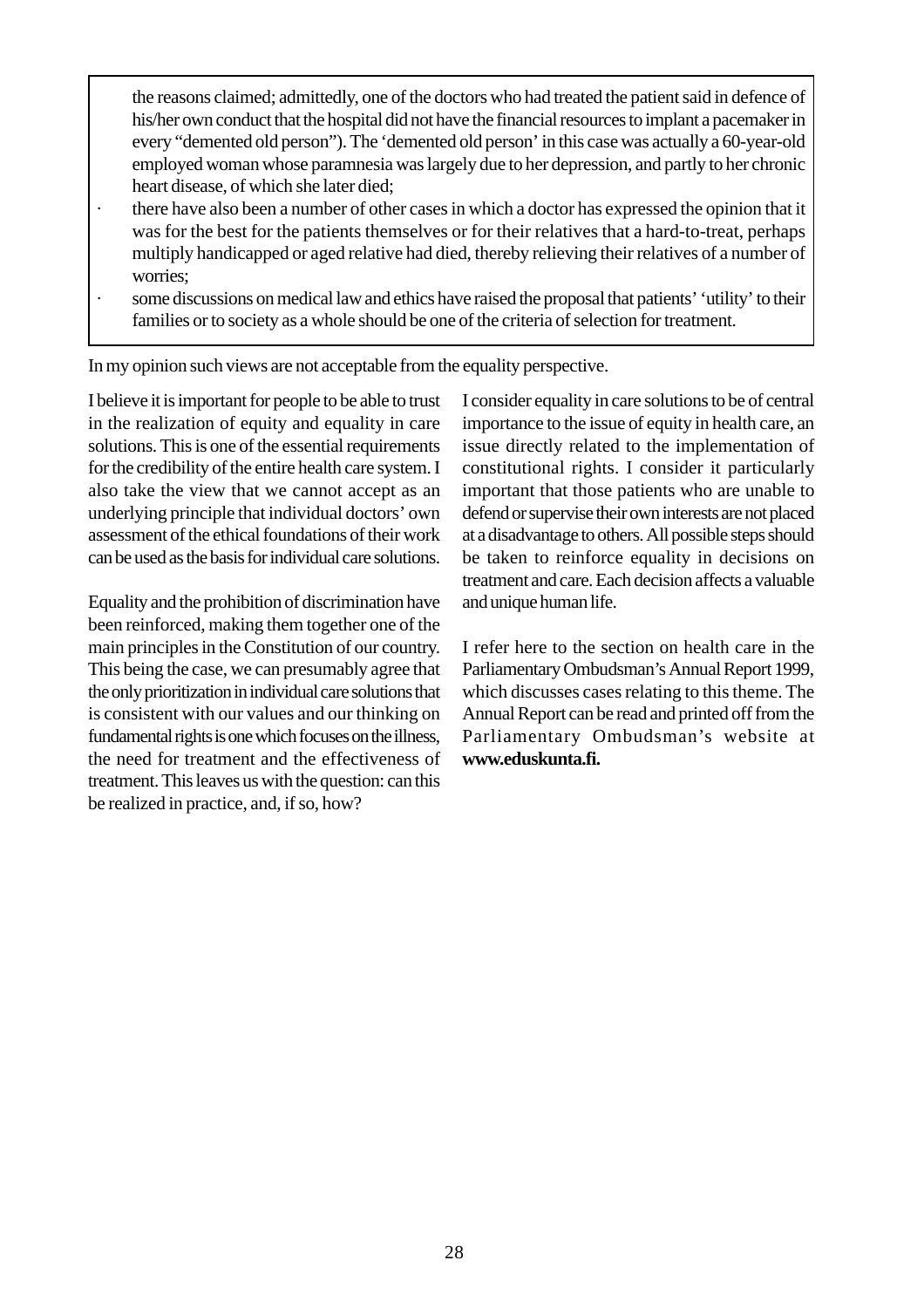the reasons claimed; admittedly, one of the doctors who had treated the patient said in defence of his/her own conduct that the hospital did not have the financial resources to implant a pacemaker in every "demented old person"). The 'demented old person' in this case was actually a 60-year-old employed woman whose paramnesia was largely due to her depression, and partly to her chronic heart disease, of which she later died;

- there have also been a number of other cases in which a doctor has expressed the opinion that it was for the best for the patients themselves or for their relatives that a hard-to-treat, perhaps multiply handicapped or aged relative had died, thereby relieving their relatives of a number of worries;
- some discussions on medical law and ethics have raised the proposal that patients' 'utility' to their families or to society as a whole should be one of the criteria of selection for treatment.

In my opinion such views are not acceptable from the equality perspective.

I believe it is important for people to be able to trust in the realization of equity and equality in care solutions. This is one of the essential requirements for the credibility of the entire health care system. I also take the view that we cannot accept as an underlying principle that individual doctors' own assessment of the ethical foundations of their work can be used as the basis for individual care solutions.

Equality and the prohibition of discrimination have been reinforced, making them together one of the main principles in the Constitution of our country. This being the case, we can presumably agree that the only prioritization in individual care solutions that is consistent with our values and our thinking on fundamental rights is one which focuses on the illness, the need for treatment and the effectiveness of treatment. This leaves us with the question: can this be realized in practice, and, if so, how?

I consider equality in care solutions to be of central importance to the issue of equity in health care, an issue directly related to the implementation of constitutional rights. I consider it particularly important that those patients who are unable to defend or supervise their own interests are not placed at a disadvantage to others. All possible steps should be taken to reinforce equality in decisions on treatment and care. Each decision affects a valuable and unique human life.

I refer here to the section on health care in the Parliamentary Ombudsman's Annual Report 1999, which discusses cases relating to this theme. The Annual Report can be read and printed off from the Parliamentary Ombudsman's website at **www.eduskunta.fi.**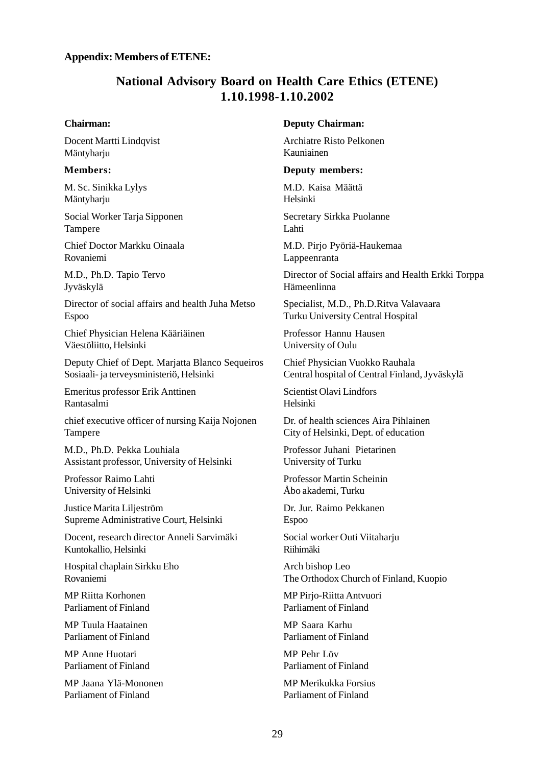**Appendix: Members of ETENE:**

## National Advisory Board on Health Care Ethics (ETENE) 1.10.1998-1.10.2002

**Chairman:**

Docent Martti Lindqvist
Mäntyharju

**Deputy Chairman:**

Archiatre Risto Pelkonen
Kauniainen

**Members:**

M. Sc. Sinikka Lylys
Mäntyharju

Social Worker Tarja Sipponen
Tampere

Chief Doctor Markku Oinaala
Rovaniemi

M.D., Ph.D. Tapio Tervo
Jyväskylä

Director of social affairs and health Juha Metso
Espoo

Chief Physician Helena Kääriäinen
Väestöliitto, Helsinki

Deputy Chief of Dept. Marjatta Blanco Sequeiros
Sosiaali- ja terveysministeriö, Helsinki

Emeritus professor Erik Anttinen
Rantasalmi

chief executive officer of nursing Kaija Nojonen
Tampere

M.D., Ph.D. Pekka Louhiala
Assistant professor, University of Helsinki

Professor Raimo Lahti
University of Helsinki

Justice Marita Liljeström
Supreme Administrative Court, Helsinki

Docent, research director Anneli Sarvimäki
Kuntokallio, Helsinki

Hospital chaplain Sirkku Eho
Rovaniemi

MP Riitta Korhonen
Parliament of Finland

MP Tuula Haatainen
Parliament of Finland

MP Anne Huotari
Parliament of Finland

MP Jaana Ylä-Mononen
Parliament of Finland

**Deputy members:**

M.D. Kaisa Määttä
Helsinki

Secretary Sirkka Puolanne
Lahti

M.D. Pirjo Pyöriä-Haukemaa
Lappeenranta

Director of Social affairs and Health Erkki Torppa
Hämeenlinna

Specialist, M.D., Ph.D.Ritva Valavaara
Turku University Central Hospital

Professor Hannu Hausen
University of Oulu

Chief Physician Vuokko Rauhala
Central hospital of Central Finland, Jyväskylä

Scientist Olavi Lindfors
Helsinki

Dr. of health sciences Aira Pihlainen
City of Helsinki, Dept. of education

Professor Juhani Pietarinen
University of Turku

Professor Martin Scheinin
Åbo akademi, Turku

Dr. Jur. Raimo Pekkanen
Espoo

Social worker Outi Viitaharju
Riihimäki

Arch bishop Leo
The Orthodox Church of Finland, Kuopio

MP Pirjo-Riitta Antvuori
Parliament of Finland

MP Saara Karhu
Parliament of Finland

MP Pehr Löv
Parliament of Finland

MP Merikukka Forsius
Parliament of Finland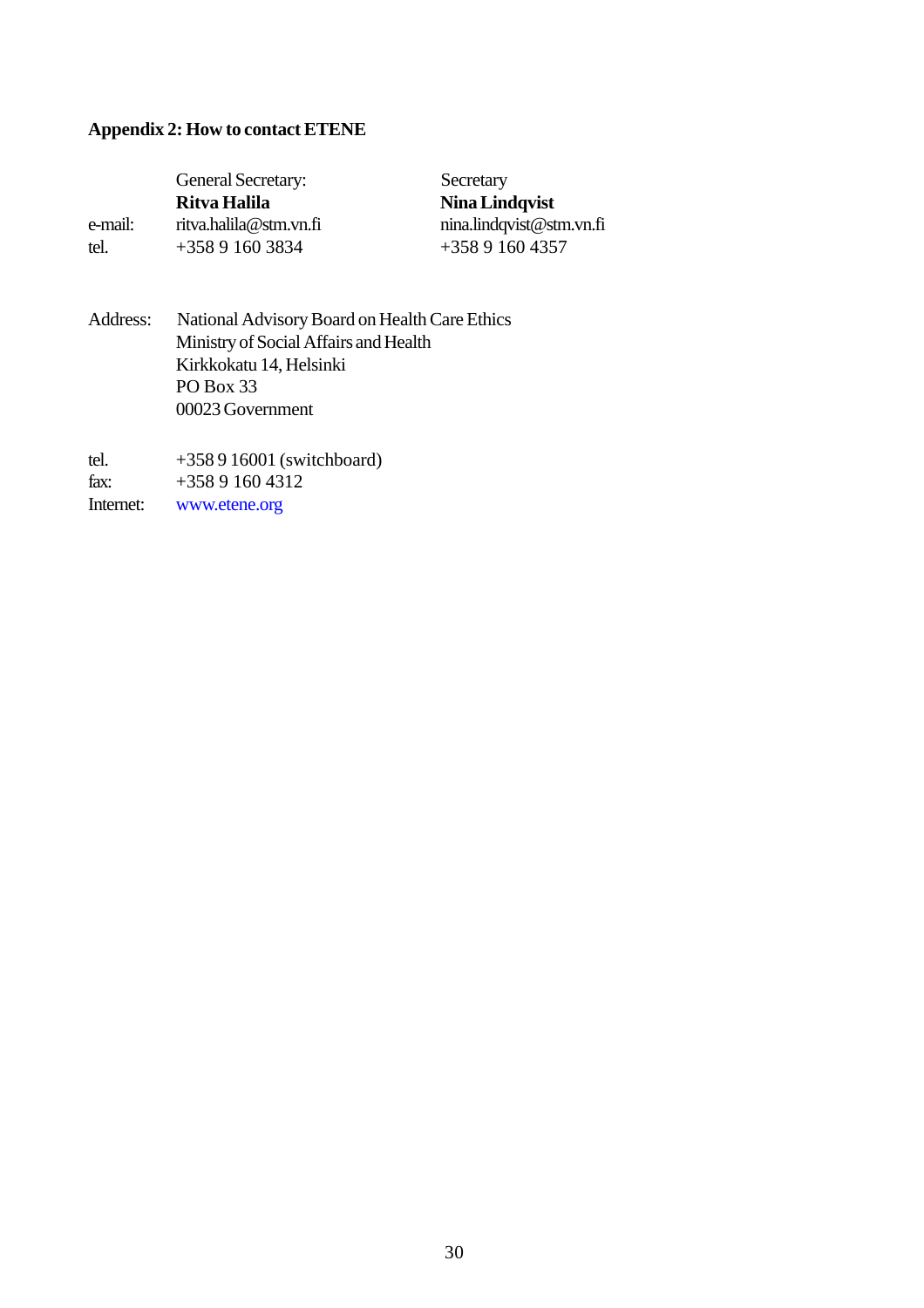## Appendix 2: How to contact ETENE

| | General Secretary: | Secretary |
|---|---|---|
| | **Ritva Halila** | **Nina Lindqvist** |
| e-mail: | ritva.halila@stm.vn.fi | nina.lindqvist@stm.vn.fi |
| tel. | +358 9 160 3834 | +358 9 160 4357 |

Address: National Advisory Board on Health Care Ethics
Ministry of Social Affairs and Health
Kirkkokatu 14, Helsinki
PO Box 33
00023 Government

tel. +358 9 16001 (switchboard)
fax: +358 9 160 4312
Internet: www.etene.org